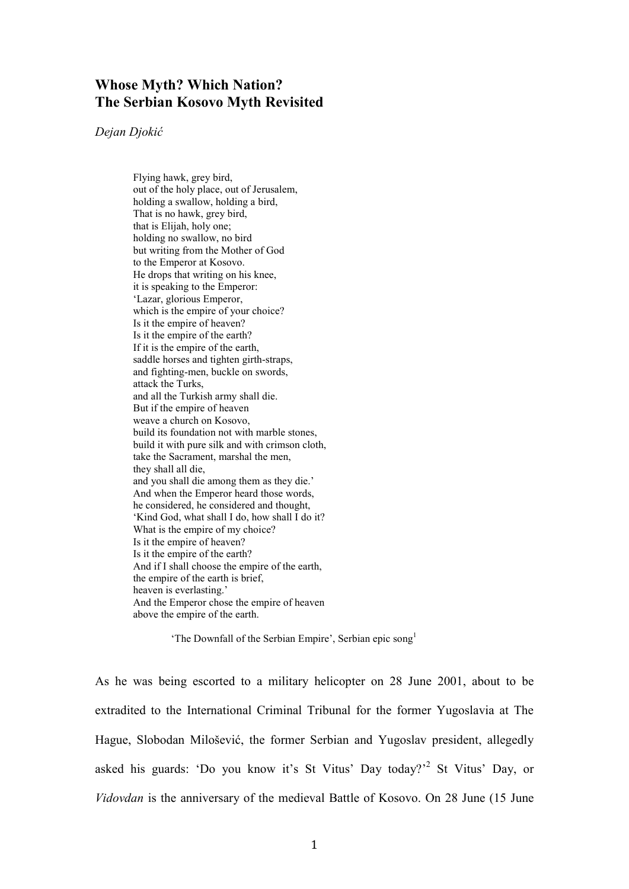# Whose Myth? Which Nation? The Serbian Kosovo Myth Revisited

*Dejan Djokić*

> Flying hawk, grey bird,
> out of the holy place, out of Jerusalem,
> holding a swallow, holding a bird,
> That is no hawk, grey bird,
> that is Elijah, holy one;
> holding no swallow, no bird
> but writing from the Mother of God
> to the Emperor at Kosovo.
> He drops that writing on his knee,
> it is speaking to the Emperor:
> 'Lazar, glorious Emperor,
> which is the empire of your choice?
> Is it the empire of heaven?
> Is it the empire of the earth?
> If it is the empire of the earth,
> saddle horses and tighten girth-straps,
> and fighting-men, buckle on swords,
> attack the Turks,
> and all the Turkish army shall die.
> But if the empire of heaven
> weave a church on Kosovo,
> build its foundation not with marble stones,
> build it with pure silk and with crimson cloth,
> take the Sacrament, marshal the men,
> they shall all die,
> and you shall die among them as they die.'
> And when the Emperor heard those words,
> he considered, he considered and thought,
> 'Kind God, what shall I do, how shall I do it?
> What is the empire of my choice?
> Is it the empire of heaven?
> Is it the empire of the earth?
> And if I shall choose the empire of the earth,
> the empire of the earth is brief,
> heaven is everlasting.'
> And the Emperor chose the empire of heaven
> above the empire of the earth.
>
> 'The Downfall of the Serbian Empire', Serbian epic song[1]

As he was being escorted to a military helicopter on 28 June 2001, about to be extradited to the International Criminal Tribunal for the former Yugoslavia at The Hague, Slobodan Milošević, the former Serbian and Yugoslav president, allegedly asked his guards: 'Do you know it's St Vitus' Day today?'[2] St Vitus' Day, or *Vidovdan* is the anniversary of the medieval Battle of Kosovo. On 28 June (15 June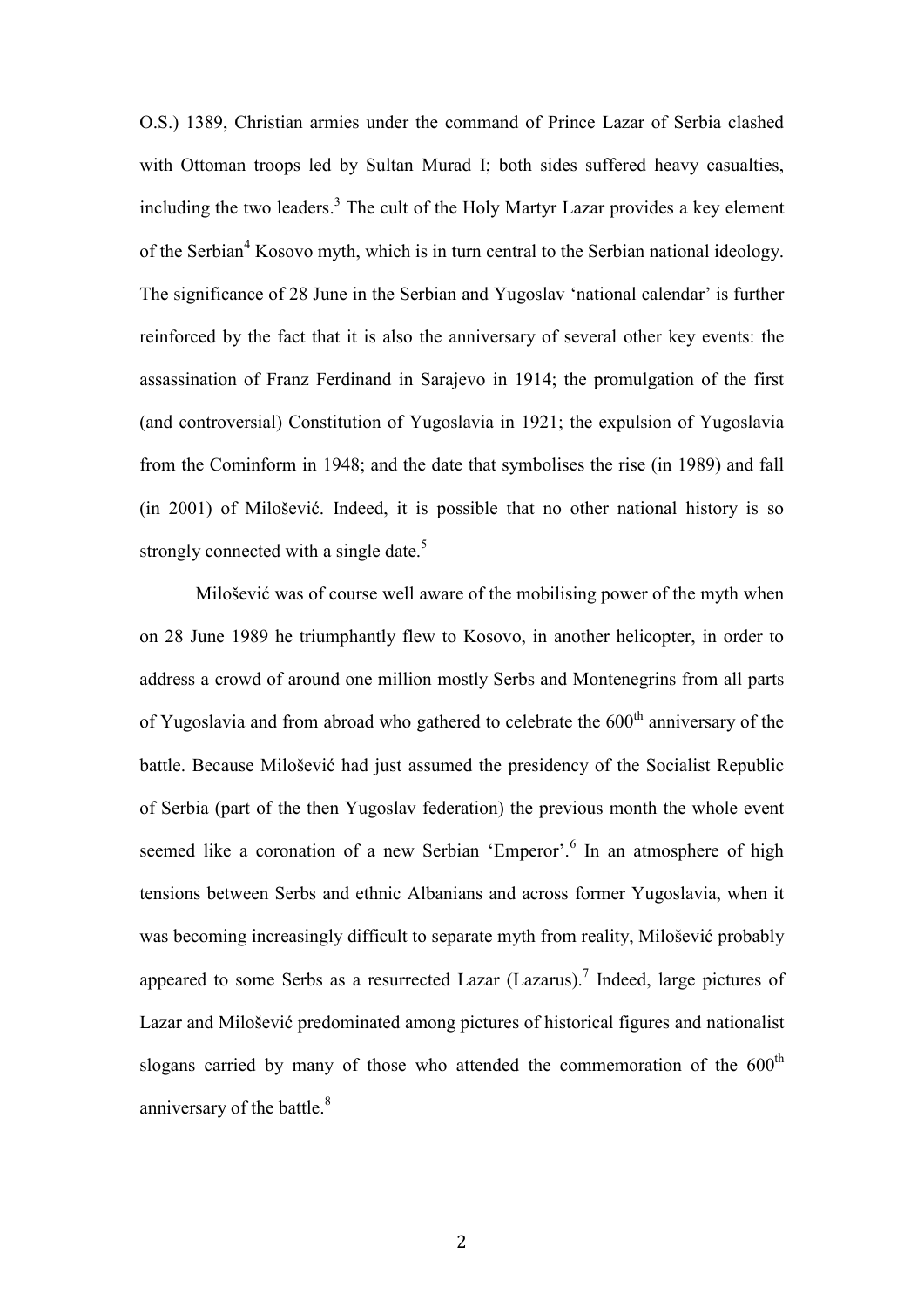O.S.) 1389, Christian armies under the command of Prince Lazar of Serbia clashed with Ottoman troops led by Sultan Murad I; both sides suffered heavy casualties, including the two leaders.[3] The cult of the Holy Martyr Lazar provides a key element of the Serbian[4] Kosovo myth, which is in turn central to the Serbian national ideology. The significance of 28 June in the Serbian and Yugoslav 'national calendar' is further reinforced by the fact that it is also the anniversary of several other key events: the assassination of Franz Ferdinand in Sarajevo in 1914; the promulgation of the first (and controversial) Constitution of Yugoslavia in 1921; the expulsion of Yugoslavia from the Cominform in 1948; and the date that symbolises the rise (in 1989) and fall (in 2001) of Milošević. Indeed, it is possible that no other national history is so strongly connected with a single date.[5]

Milošević was of course well aware of the mobilising power of the myth when on 28 June 1989 he triumphantly flew to Kosovo, in another helicopter, in order to address a crowd of around one million mostly Serbs and Montenegrins from all parts of Yugoslavia and from abroad who gathered to celebrate the 600th anniversary of the battle. Because Milošević had just assumed the presidency of the Socialist Republic of Serbia (part of the then Yugoslav federation) the previous month the whole event seemed like a coronation of a new Serbian 'Emperor'.[6] In an atmosphere of high tensions between Serbs and ethnic Albanians and across former Yugoslavia, when it was becoming increasingly difficult to separate myth from reality, Milošević probably appeared to some Serbs as a resurrected Lazar (Lazarus).[7] Indeed, large pictures of Lazar and Milošević predominated among pictures of historical figures and nationalist slogans carried by many of those who attended the commemoration of the 600th anniversary of the battle.[8]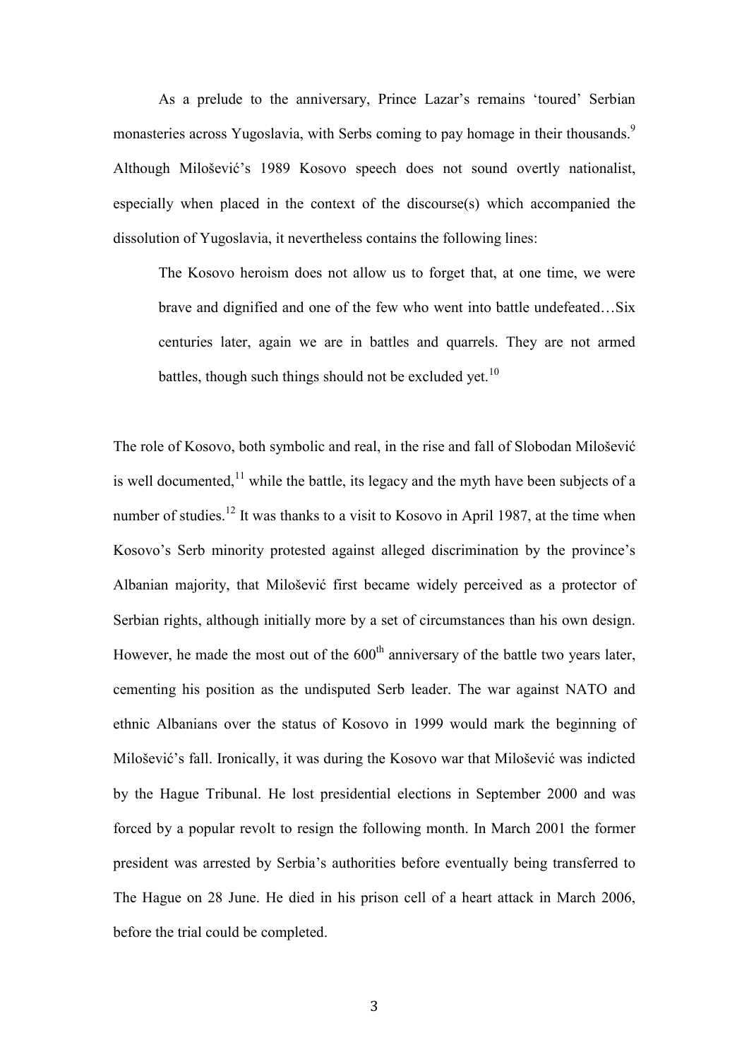As a prelude to the anniversary, Prince Lazar's remains 'toured' Serbian monasteries across Yugoslavia, with Serbs coming to pay homage in their thousands.[9] Although Milošević's 1989 Kosovo speech does not sound overtly nationalist, especially when placed in the context of the discourse(s) which accompanied the dissolution of Yugoslavia, it nevertheless contains the following lines:

> The Kosovo heroism does not allow us to forget that, at one time, we were brave and dignified and one of the few who went into battle undefeated…Six centuries later, again we are in battles and quarrels. They are not armed battles, though such things should not be excluded yet.[10]

The role of Kosovo, both symbolic and real, in the rise and fall of Slobodan Milošević is well documented,[11] while the battle, its legacy and the myth have been subjects of a number of studies.[12] It was thanks to a visit to Kosovo in April 1987, at the time when Kosovo's Serb minority protested against alleged discrimination by the province's Albanian majority, that Milošević first became widely perceived as a protector of Serbian rights, although initially more by a set of circumstances than his own design. However, he made the most out of the 600th anniversary of the battle two years later, cementing his position as the undisputed Serb leader. The war against NATO and ethnic Albanians over the status of Kosovo in 1999 would mark the beginning of Milošević's fall. Ironically, it was during the Kosovo war that Milošević was indicted by the Hague Tribunal. He lost presidential elections in September 2000 and was forced by a popular revolt to resign the following month. In March 2001 the former president was arrested by Serbia's authorities before eventually being transferred to The Hague on 28 June. He died in his prison cell of a heart attack in March 2006, before the trial could be completed.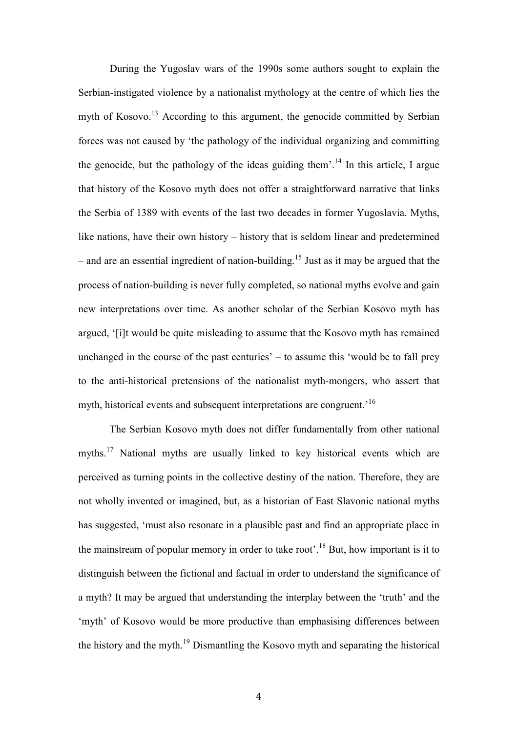During the Yugoslav wars of the 1990s some authors sought to explain the Serbian-instigated violence by a nationalist mythology at the centre of which lies the myth of Kosovo.[13] According to this argument, the genocide committed by Serbian forces was not caused by 'the pathology of the individual organizing and committing the genocide, but the pathology of the ideas guiding them'.[14] In this article, I argue that history of the Kosovo myth does not offer a straightforward narrative that links the Serbia of 1389 with events of the last two decades in former Yugoslavia. Myths, like nations, have their own history – history that is seldom linear and predetermined – and are an essential ingredient of nation-building.[15] Just as it may be argued that the process of nation-building is never fully completed, so national myths evolve and gain new interpretations over time. As another scholar of the Serbian Kosovo myth has argued, '[i]t would be quite misleading to assume that the Kosovo myth has remained unchanged in the course of the past centuries' – to assume this 'would be to fall prey to the anti-historical pretensions of the nationalist myth-mongers, who assert that myth, historical events and subsequent interpretations are congruent.'[16]

The Serbian Kosovo myth does not differ fundamentally from other national myths.[17] National myths are usually linked to key historical events which are perceived as turning points in the collective destiny of the nation. Therefore, they are not wholly invented or imagined, but, as a historian of East Slavonic national myths has suggested, 'must also resonate in a plausible past and find an appropriate place in the mainstream of popular memory in order to take root'.[18] But, how important is it to distinguish between the fictional and factual in order to understand the significance of a myth? It may be argued that understanding the interplay between the 'truth' and the 'myth' of Kosovo would be more productive than emphasising differences between the history and the myth.[19] Dismantling the Kosovo myth and separating the historical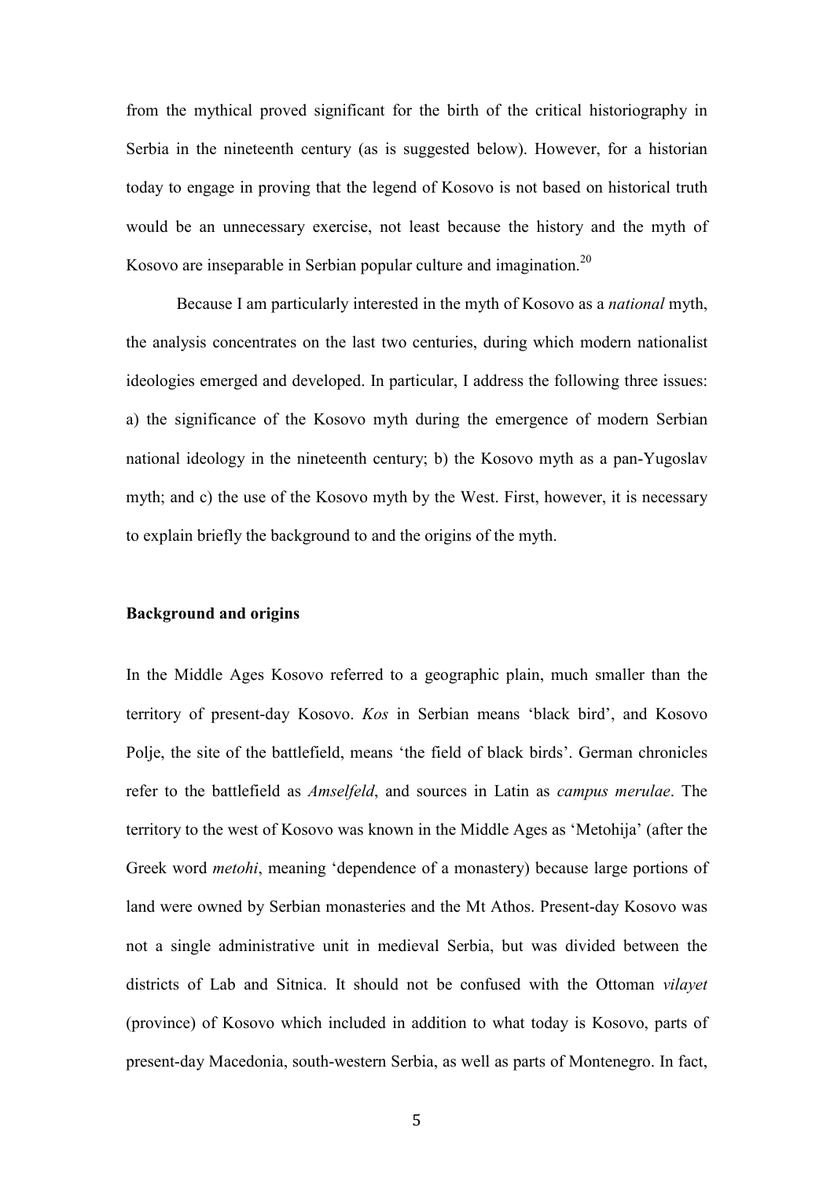from the mythical proved significant for the birth of the critical historiography in Serbia in the nineteenth century (as is suggested below). However, for a historian today to engage in proving that the legend of Kosovo is not based on historical truth would be an unnecessary exercise, not least because the history and the myth of Kosovo are inseparable in Serbian popular culture and imagination.[20]

Because I am particularly interested in the myth of Kosovo as a *national* myth, the analysis concentrates on the last two centuries, during which modern nationalist ideologies emerged and developed. In particular, I address the following three issues: a) the significance of the Kosovo myth during the emergence of modern Serbian national ideology in the nineteenth century; b) the Kosovo myth as a pan-Yugoslav myth; and c) the use of the Kosovo myth by the West. First, however, it is necessary to explain briefly the background to and the origins of the myth.

**Background and origins**

In the Middle Ages Kosovo referred to a geographic plain, much smaller than the territory of present-day Kosovo. *Kos* in Serbian means 'black bird', and Kosovo Polje, the site of the battlefield, means 'the field of black birds'. German chronicles refer to the battlefield as *Amselfeld*, and sources in Latin as *campus merulae*. The territory to the west of Kosovo was known in the Middle Ages as 'Metohija' (after the Greek word *metohi*, meaning 'dependence of a monastery) because large portions of land were owned by Serbian monasteries and the Mt Athos. Present-day Kosovo was not a single administrative unit in medieval Serbia, but was divided between the districts of Lab and Sitnica. It should not be confused with the Ottoman *vilayet* (province) of Kosovo which included in addition to what today is Kosovo, parts of present-day Macedonia, south-western Serbia, as well as parts of Montenegro. In fact,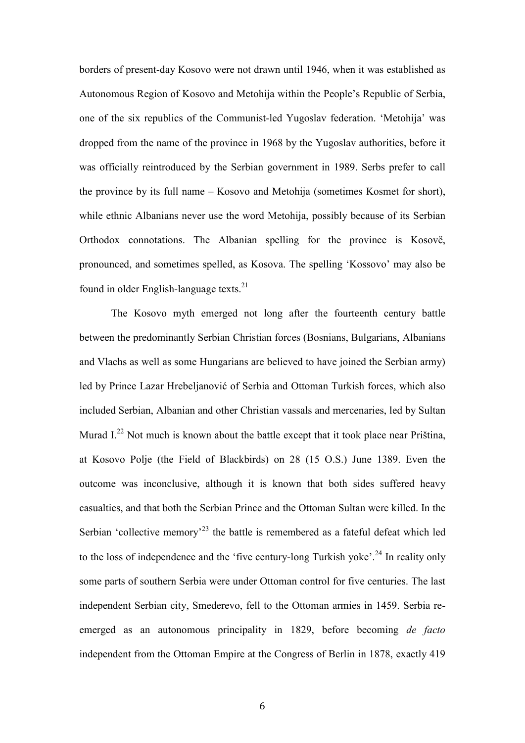borders of present-day Kosovo were not drawn until 1946, when it was established as Autonomous Region of Kosovo and Metohija within the People's Republic of Serbia, one of the six republics of the Communist-led Yugoslav federation. 'Metohija' was dropped from the name of the province in 1968 by the Yugoslav authorities, before it was officially reintroduced by the Serbian government in 1989. Serbs prefer to call the province by its full name – Kosovo and Metohija (sometimes Kosmet for short), while ethnic Albanians never use the word Metohija, possibly because of its Serbian Orthodox connotations. The Albanian spelling for the province is Kosovë, pronounced, and sometimes spelled, as Kosova. The spelling 'Kossovo' may also be found in older English-language texts.[21]

The Kosovo myth emerged not long after the fourteenth century battle between the predominantly Serbian Christian forces (Bosnians, Bulgarians, Albanians and Vlachs as well as some Hungarians are believed to have joined the Serbian army) led by Prince Lazar Hrebeljanović of Serbia and Ottoman Turkish forces, which also included Serbian, Albanian and other Christian vassals and mercenaries, led by Sultan Murad I.[22] Not much is known about the battle except that it took place near Priština, at Kosovo Polje (the Field of Blackbirds) on 28 (15 O.S.) June 1389. Even the outcome was inconclusive, although it is known that both sides suffered heavy casualties, and that both the Serbian Prince and the Ottoman Sultan were killed. In the Serbian 'collective memory'[23] the battle is remembered as a fateful defeat which led to the loss of independence and the 'five century-long Turkish yoke'.[24] In reality only some parts of southern Serbia were under Ottoman control for five centuries. The last independent Serbian city, Smederevo, fell to the Ottoman armies in 1459. Serbia re-emerged as an autonomous principality in 1829, before becoming *de facto* independent from the Ottoman Empire at the Congress of Berlin in 1878, exactly 419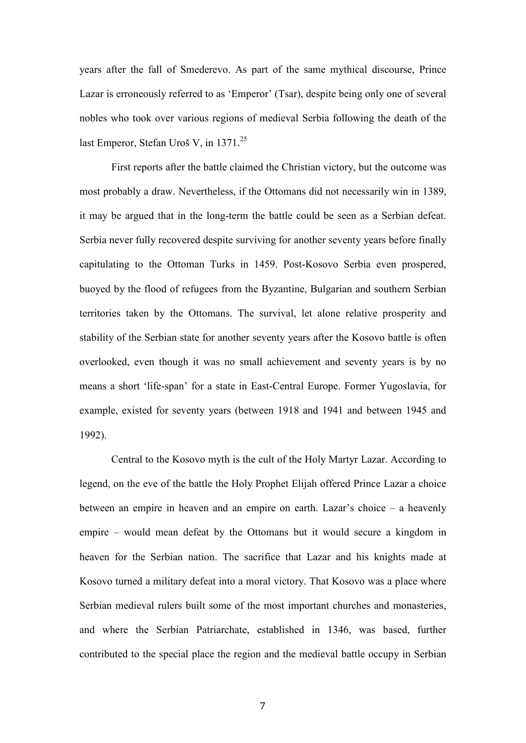years after the fall of Smederevo. As part of the same mythical discourse, Prince Lazar is erroneously referred to as 'Emperor' (Tsar), despite being only one of several nobles who took over various regions of medieval Serbia following the death of the last Emperor, Stefan Uroš V, in 1371.[25]

First reports after the battle claimed the Christian victory, but the outcome was most probably a draw. Nevertheless, if the Ottomans did not necessarily win in 1389, it may be argued that in the long-term the battle could be seen as a Serbian defeat. Serbia never fully recovered despite surviving for another seventy years before finally capitulating to the Ottoman Turks in 1459. Post-Kosovo Serbia even prospered, buoyed by the flood of refugees from the Byzantine, Bulgarian and southern Serbian territories taken by the Ottomans. The survival, let alone relative prosperity and stability of the Serbian state for another seventy years after the Kosovo battle is often overlooked, even though it was no small achievement and seventy years is by no means a short 'life-span' for a state in East-Central Europe. Former Yugoslavia, for example, existed for seventy years (between 1918 and 1941 and between 1945 and 1992).

Central to the Kosovo myth is the cult of the Holy Martyr Lazar. According to legend, on the eve of the battle the Holy Prophet Elijah offered Prince Lazar a choice between an empire in heaven and an empire on earth. Lazar's choice – a heavenly empire – would mean defeat by the Ottomans but it would secure a kingdom in heaven for the Serbian nation. The sacrifice that Lazar and his knights made at Kosovo turned a military defeat into a moral victory. That Kosovo was a place where Serbian medieval rulers built some of the most important churches and monasteries, and where the Serbian Patriarchate, established in 1346, was based, further contributed to the special place the region and the medieval battle occupy in Serbian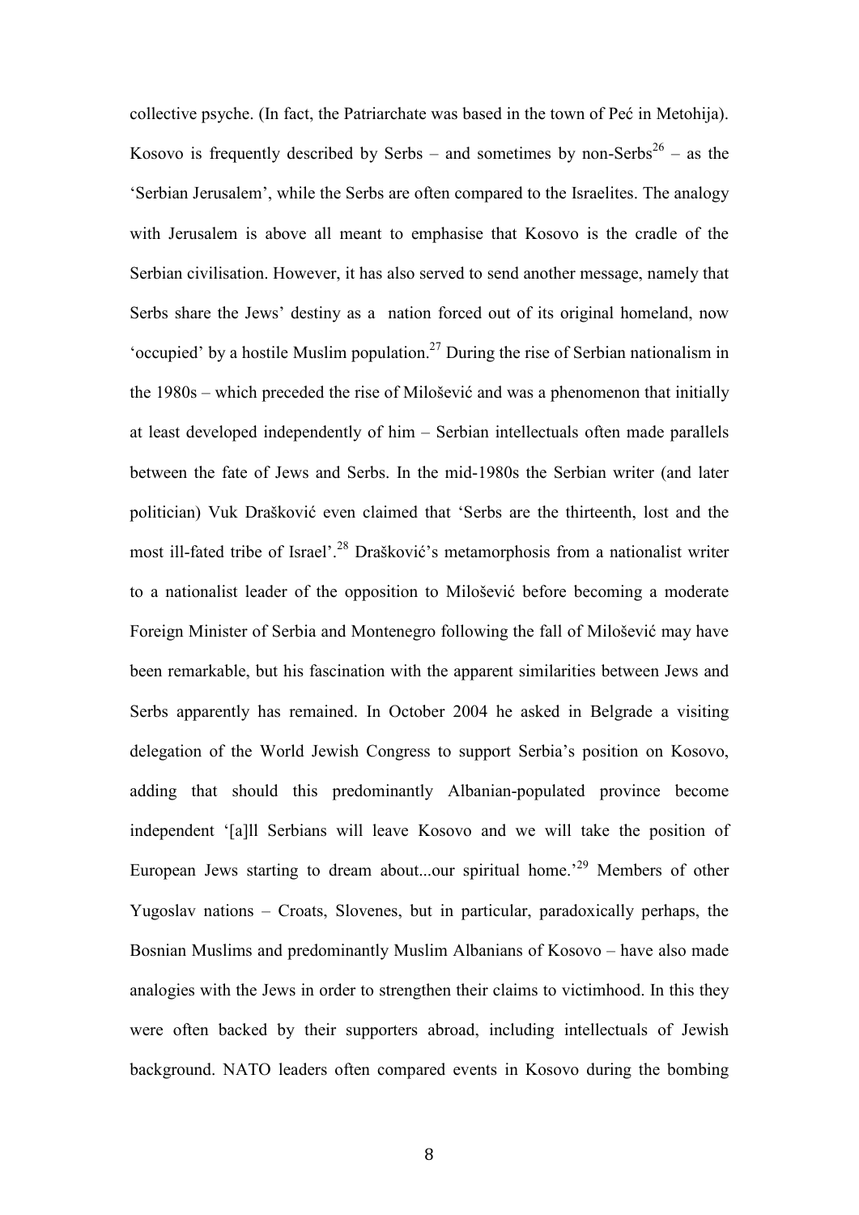collective psyche. (In fact, the Patriarchate was based in the town of Peć in Metohija). Kosovo is frequently described by Serbs – and sometimes by non-Serbs[26] – as the 'Serbian Jerusalem', while the Serbs are often compared to the Israelites. The analogy with Jerusalem is above all meant to emphasise that Kosovo is the cradle of the Serbian civilisation. However, it has also served to send another message, namely that Serbs share the Jews' destiny as a nation forced out of its original homeland, now 'occupied' by a hostile Muslim population.[27] During the rise of Serbian nationalism in the 1980s – which preceded the rise of Milošević and was a phenomenon that initially at least developed independently of him – Serbian intellectuals often made parallels between the fate of Jews and Serbs. In the mid-1980s the Serbian writer (and later politician) Vuk Drašković even claimed that 'Serbs are the thirteenth, lost and the most ill-fated tribe of Israel'.[28] Drašković's metamorphosis from a nationalist writer to a nationalist leader of the opposition to Milošević before becoming a moderate Foreign Minister of Serbia and Montenegro following the fall of Milošević may have been remarkable, but his fascination with the apparent similarities between Jews and Serbs apparently has remained. In October 2004 he asked in Belgrade a visiting delegation of the World Jewish Congress to support Serbia's position on Kosovo, adding that should this predominantly Albanian-populated province become independent '[a]ll Serbians will leave Kosovo and we will take the position of European Jews starting to dream about...our spiritual home.'[29] Members of other Yugoslav nations – Croats, Slovenes, but in particular, paradoxically perhaps, the Bosnian Muslims and predominantly Muslim Albanians of Kosovo – have also made analogies with the Jews in order to strengthen their claims to victimhood. In this they were often backed by their supporters abroad, including intellectuals of Jewish background. NATO leaders often compared events in Kosovo during the bombing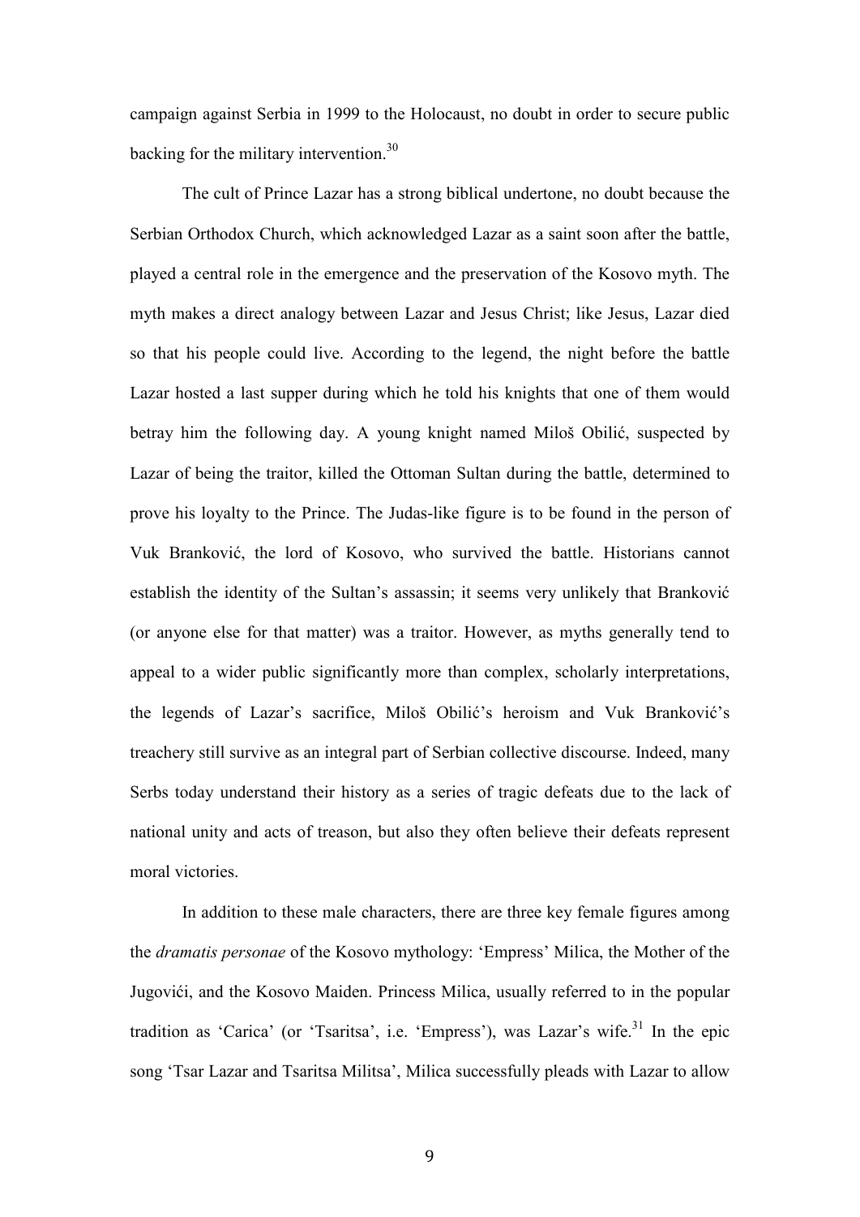campaign against Serbia in 1999 to the Holocaust, no doubt in order to secure public backing for the military intervention.[30]

The cult of Prince Lazar has a strong biblical undertone, no doubt because the Serbian Orthodox Church, which acknowledged Lazar as a saint soon after the battle, played a central role in the emergence and the preservation of the Kosovo myth. The myth makes a direct analogy between Lazar and Jesus Christ; like Jesus, Lazar died so that his people could live. According to the legend, the night before the battle Lazar hosted a last supper during which he told his knights that one of them would betray him the following day. A young knight named Miloš Obilić, suspected by Lazar of being the traitor, killed the Ottoman Sultan during the battle, determined to prove his loyalty to the Prince. The Judas-like figure is to be found in the person of Vuk Branković, the lord of Kosovo, who survived the battle. Historians cannot establish the identity of the Sultan's assassin; it seems very unlikely that Branković (or anyone else for that matter) was a traitor. However, as myths generally tend to appeal to a wider public significantly more than complex, scholarly interpretations, the legends of Lazar's sacrifice, Miloš Obilić's heroism and Vuk Branković's treachery still survive as an integral part of Serbian collective discourse. Indeed, many Serbs today understand their history as a series of tragic defeats due to the lack of national unity and acts of treason, but also they often believe their defeats represent moral victories.

In addition to these male characters, there are three key female figures among the *dramatis personae* of the Kosovo mythology: 'Empress' Milica, the Mother of the Jugovići, and the Kosovo Maiden. Princess Milica, usually referred to in the popular tradition as 'Carica' (or 'Tsaritsa', i.e. 'Empress'), was Lazar's wife.[31] In the epic song 'Tsar Lazar and Tsaritsa Militsa', Milica successfully pleads with Lazar to allow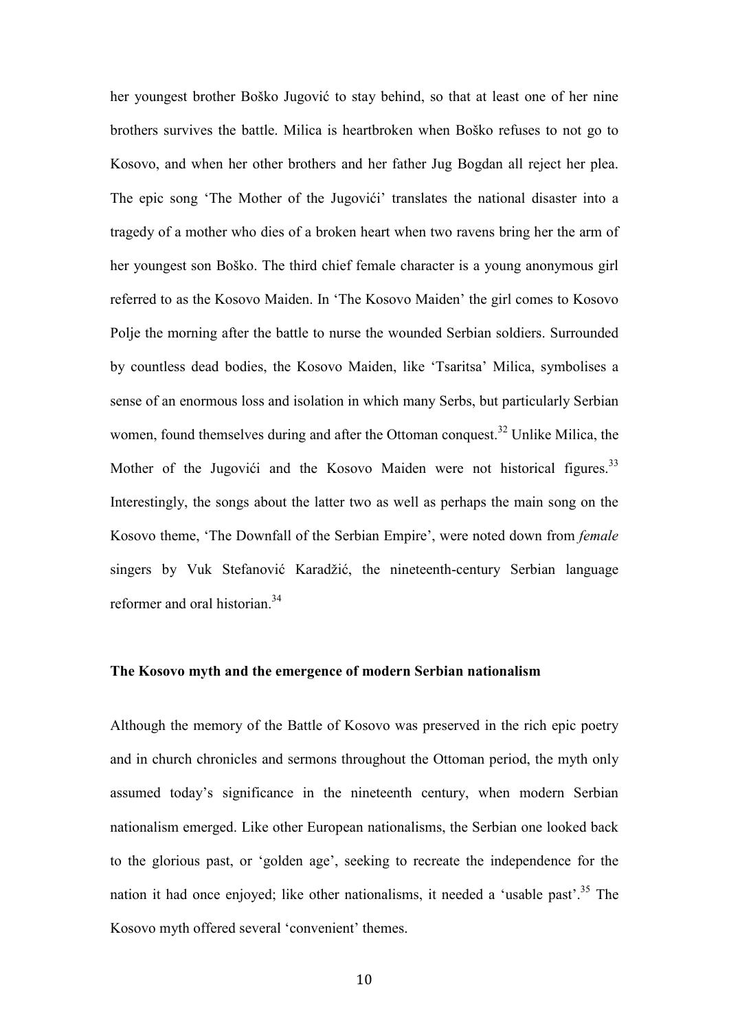her youngest brother Boško Jugović to stay behind, so that at least one of her nine brothers survives the battle. Milica is heartbroken when Boško refuses to not go to Kosovo, and when her other brothers and her father Jug Bogdan all reject her plea. The epic song 'The Mother of the Jugovići' translates the national disaster into a tragedy of a mother who dies of a broken heart when two ravens bring her the arm of her youngest son Boško. The third chief female character is a young anonymous girl referred to as the Kosovo Maiden. In 'The Kosovo Maiden' the girl comes to Kosovo Polje the morning after the battle to nurse the wounded Serbian soldiers. Surrounded by countless dead bodies, the Kosovo Maiden, like 'Tsaritsa' Milica, symbolises a sense of an enormous loss and isolation in which many Serbs, but particularly Serbian women, found themselves during and after the Ottoman conquest.[32] Unlike Milica, the Mother of the Jugovići and the Kosovo Maiden were not historical figures.[33] Interestingly, the songs about the latter two as well as perhaps the main song on the Kosovo theme, 'The Downfall of the Serbian Empire', were noted down from *female* singers by Vuk Stefanović Karadžić, the nineteenth-century Serbian language reformer and oral historian.[34]

### The Kosovo myth and the emergence of modern Serbian nationalism

Although the memory of the Battle of Kosovo was preserved in the rich epic poetry and in church chronicles and sermons throughout the Ottoman period, the myth only assumed today's significance in the nineteenth century, when modern Serbian nationalism emerged. Like other European nationalisms, the Serbian one looked back to the glorious past, or 'golden age', seeking to recreate the independence for the nation it had once enjoyed; like other nationalisms, it needed a 'usable past'.[35] The Kosovo myth offered several 'convenient' themes.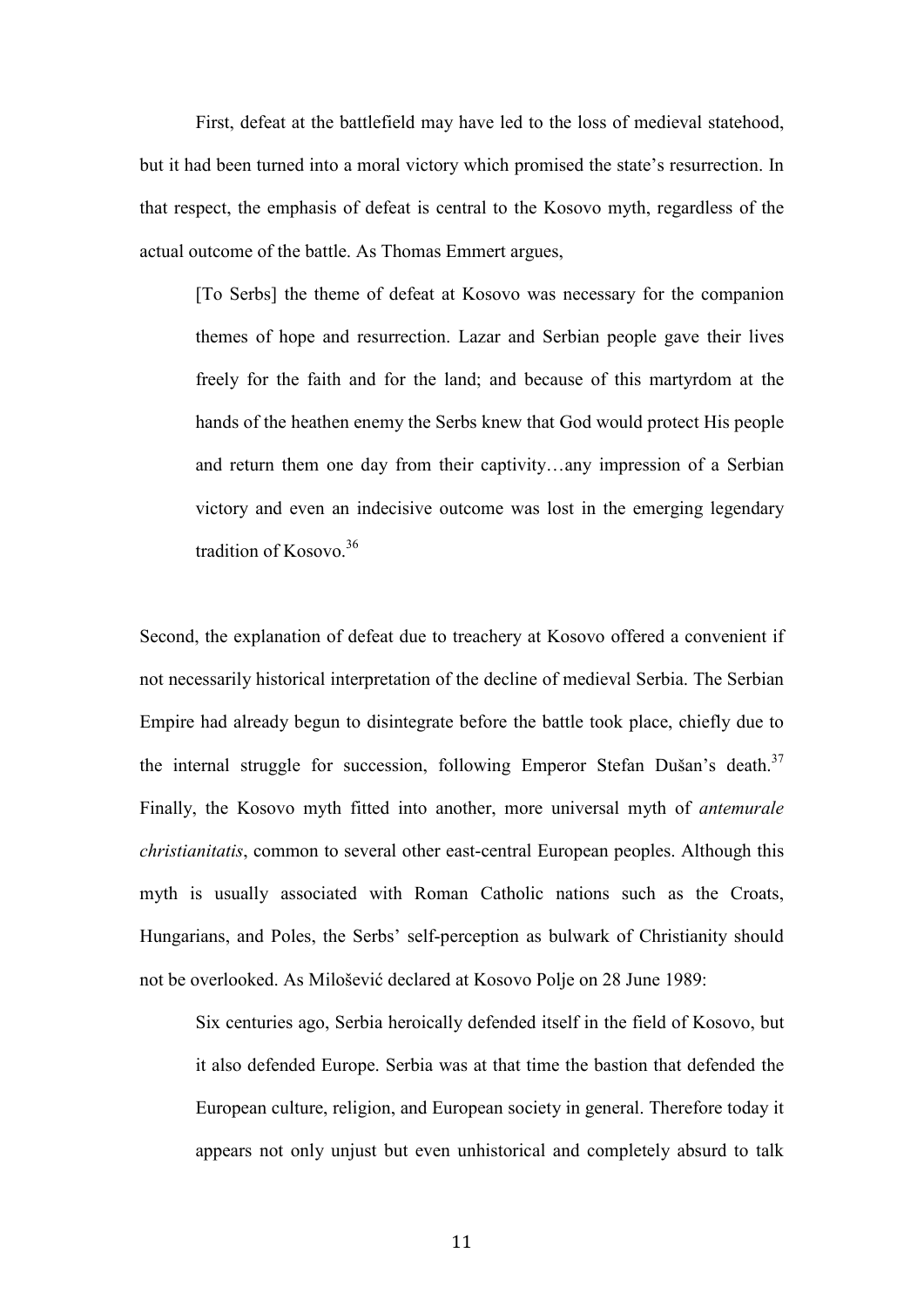First, defeat at the battlefield may have led to the loss of medieval statehood, but it had been turned into a moral victory which promised the state's resurrection. In that respect, the emphasis of defeat is central to the Kosovo myth, regardless of the actual outcome of the battle. As Thomas Emmert argues,

> [To Serbs] the theme of defeat at Kosovo was necessary for the companion themes of hope and resurrection. Lazar and Serbian people gave their lives freely for the faith and for the land; and because of this martyrdom at the hands of the heathen enemy the Serbs knew that God would protect His people and return them one day from their captivity…any impression of a Serbian victory and even an indecisive outcome was lost in the emerging legendary tradition of Kosovo.[36]

Second, the explanation of defeat due to treachery at Kosovo offered a convenient if not necessarily historical interpretation of the decline of medieval Serbia. The Serbian Empire had already begun to disintegrate before the battle took place, chiefly due to the internal struggle for succession, following Emperor Stefan Dušan's death.[37] Finally, the Kosovo myth fitted into another, more universal myth of *antemurale christianitatis*, common to several other east-central European peoples. Although this myth is usually associated with Roman Catholic nations such as the Croats, Hungarians, and Poles, the Serbs' self-perception as bulwark of Christianity should not be overlooked. As Milošević declared at Kosovo Polje on 28 June 1989:

> Six centuries ago, Serbia heroically defended itself in the field of Kosovo, but it also defended Europe. Serbia was at that time the bastion that defended the European culture, religion, and European society in general. Therefore today it appears not only unjust but even unhistorical and completely absurd to talk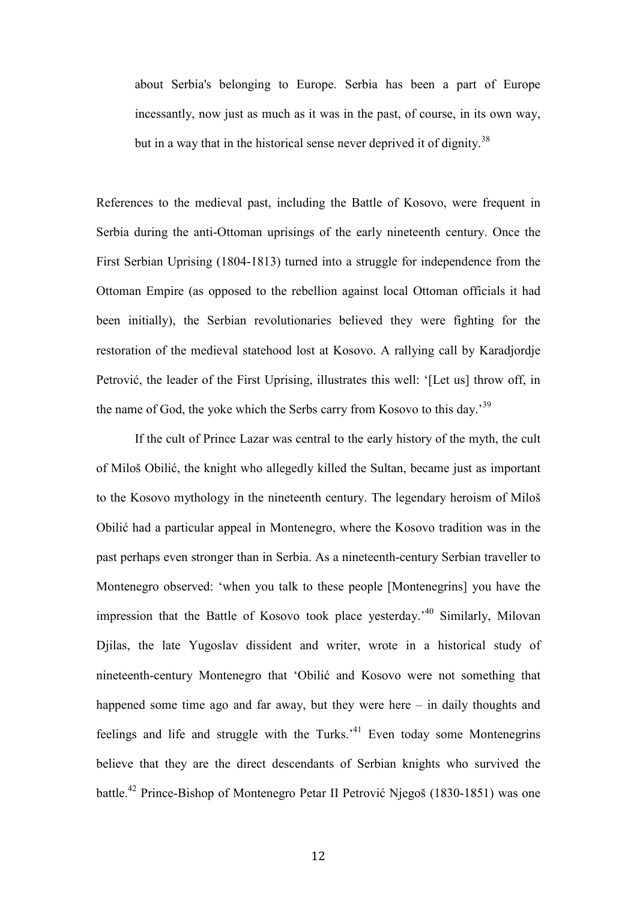> about Serbia's belonging to Europe. Serbia has been a part of Europe incessantly, now just as much as it was in the past, of course, in its own way, but in a way that in the historical sense never deprived it of dignity.[38]

References to the medieval past, including the Battle of Kosovo, were frequent in Serbia during the anti-Ottoman uprisings of the early nineteenth century. Once the First Serbian Uprising (1804-1813) turned into a struggle for independence from the Ottoman Empire (as opposed to the rebellion against local Ottoman officials it had been initially), the Serbian revolutionaries believed they were fighting for the restoration of the medieval statehood lost at Kosovo. A rallying call by Karadjordje Petrović, the leader of the First Uprising, illustrates this well: '[Let us] throw off, in the name of God, the yoke which the Serbs carry from Kosovo to this day.'[39]

If the cult of Prince Lazar was central to the early history of the myth, the cult of Miloš Obilić, the knight who allegedly killed the Sultan, became just as important to the Kosovo mythology in the nineteenth century. The legendary heroism of Miloš Obilić had a particular appeal in Montenegro, where the Kosovo tradition was in the past perhaps even stronger than in Serbia. As a nineteenth-century Serbian traveller to Montenegro observed: 'when you talk to these people [Montenegrins] you have the impression that the Battle of Kosovo took place yesterday.'[40] Similarly, Milovan Djilas, the late Yugoslav dissident and writer, wrote in a historical study of nineteenth-century Montenegro that 'Obilić and Kosovo were not something that happened some time ago and far away, but they were here – in daily thoughts and feelings and life and struggle with the Turks.'[41] Even today some Montenegrins believe that they are the direct descendants of Serbian knights who survived the battle.[42] Prince-Bishop of Montenegro Petar II Petrović Njegoš (1830-1851) was one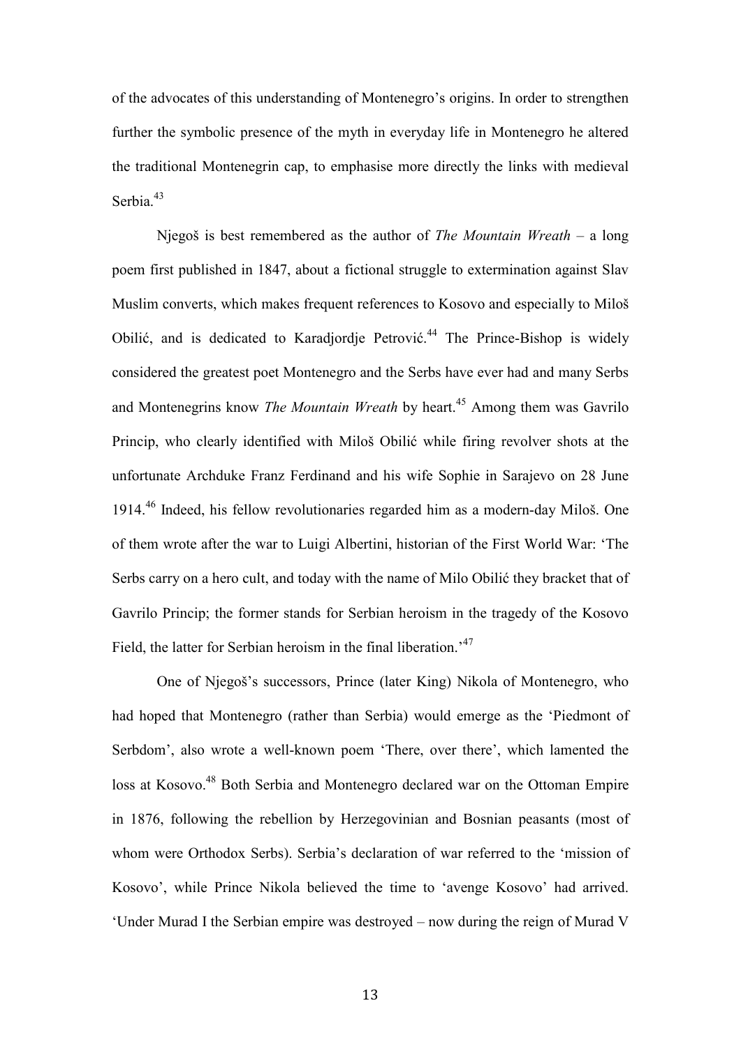of the advocates of this understanding of Montenegro's origins. In order to strengthen further the symbolic presence of the myth in everyday life in Montenegro he altered the traditional Montenegrin cap, to emphasise more directly the links with medieval Serbia.[43]

Njegoš is best remembered as the author of *The Mountain Wreath* – a long poem first published in 1847, about a fictional struggle to extermination against Slav Muslim converts, which makes frequent references to Kosovo and especially to Miloš Obilić, and is dedicated to Karadjordje Petrović.[44] The Prince-Bishop is widely considered the greatest poet Montenegro and the Serbs have ever had and many Serbs and Montenegrins know *The Mountain Wreath* by heart.[45] Among them was Gavrilo Princip, who clearly identified with Miloš Obilić while firing revolver shots at the unfortunate Archduke Franz Ferdinand and his wife Sophie in Sarajevo on 28 June 1914.[46] Indeed, his fellow revolutionaries regarded him as a modern-day Miloš. One of them wrote after the war to Luigi Albertini, historian of the First World War: 'The Serbs carry on a hero cult, and today with the name of Milo Obilić they bracket that of Gavrilo Princip; the former stands for Serbian heroism in the tragedy of the Kosovo Field, the latter for Serbian heroism in the final liberation.'[47]

One of Njegoš's successors, Prince (later King) Nikola of Montenegro, who had hoped that Montenegro (rather than Serbia) would emerge as the 'Piedmont of Serbdom', also wrote a well-known poem 'There, over there', which lamented the loss at Kosovo.[48] Both Serbia and Montenegro declared war on the Ottoman Empire in 1876, following the rebellion by Herzegovinian and Bosnian peasants (most of whom were Orthodox Serbs). Serbia's declaration of war referred to the 'mission of Kosovo', while Prince Nikola believed the time to 'avenge Kosovo' had arrived. 'Under Murad I the Serbian empire was destroyed – now during the reign of Murad V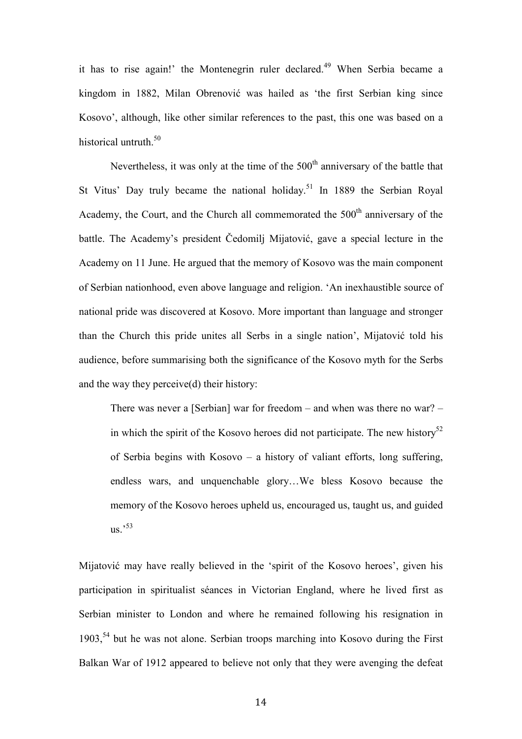it has to rise again!' the Montenegrin ruler declared.[49] When Serbia became a kingdom in 1882, Milan Obrenović was hailed as 'the first Serbian king since Kosovo', although, like other similar references to the past, this one was based on a historical untruth.[50]

Nevertheless, it was only at the time of the 500th anniversary of the battle that St Vitus' Day truly became the national holiday.[51] In 1889 the Serbian Royal Academy, the Court, and the Church all commemorated the 500th anniversary of the battle. The Academy's president Čedomilj Mijatović, gave a special lecture in the Academy on 11 June. He argued that the memory of Kosovo was the main component of Serbian nationhood, even above language and religion. 'An inexhaustible source of national pride was discovered at Kosovo. More important than language and stronger than the Church this pride unites all Serbs in a single nation', Mijatović told his audience, before summarising both the significance of the Kosovo myth for the Serbs and the way they perceive(d) their history:

> There was never a [Serbian] war for freedom – and when was there no war? – in which the spirit of the Kosovo heroes did not participate. The new history[52] of Serbia begins with Kosovo – a history of valiant efforts, long suffering, endless wars, and unquenchable glory…We bless Kosovo because the memory of the Kosovo heroes upheld us, encouraged us, taught us, and guided us.'[53]

Mijatović may have really believed in the 'spirit of the Kosovo heroes', given his participation in spiritualist séances in Victorian England, where he lived first as Serbian minister to London and where he remained following his resignation in 1903,[54] but he was not alone. Serbian troops marching into Kosovo during the First Balkan War of 1912 appeared to believe not only that they were avenging the defeat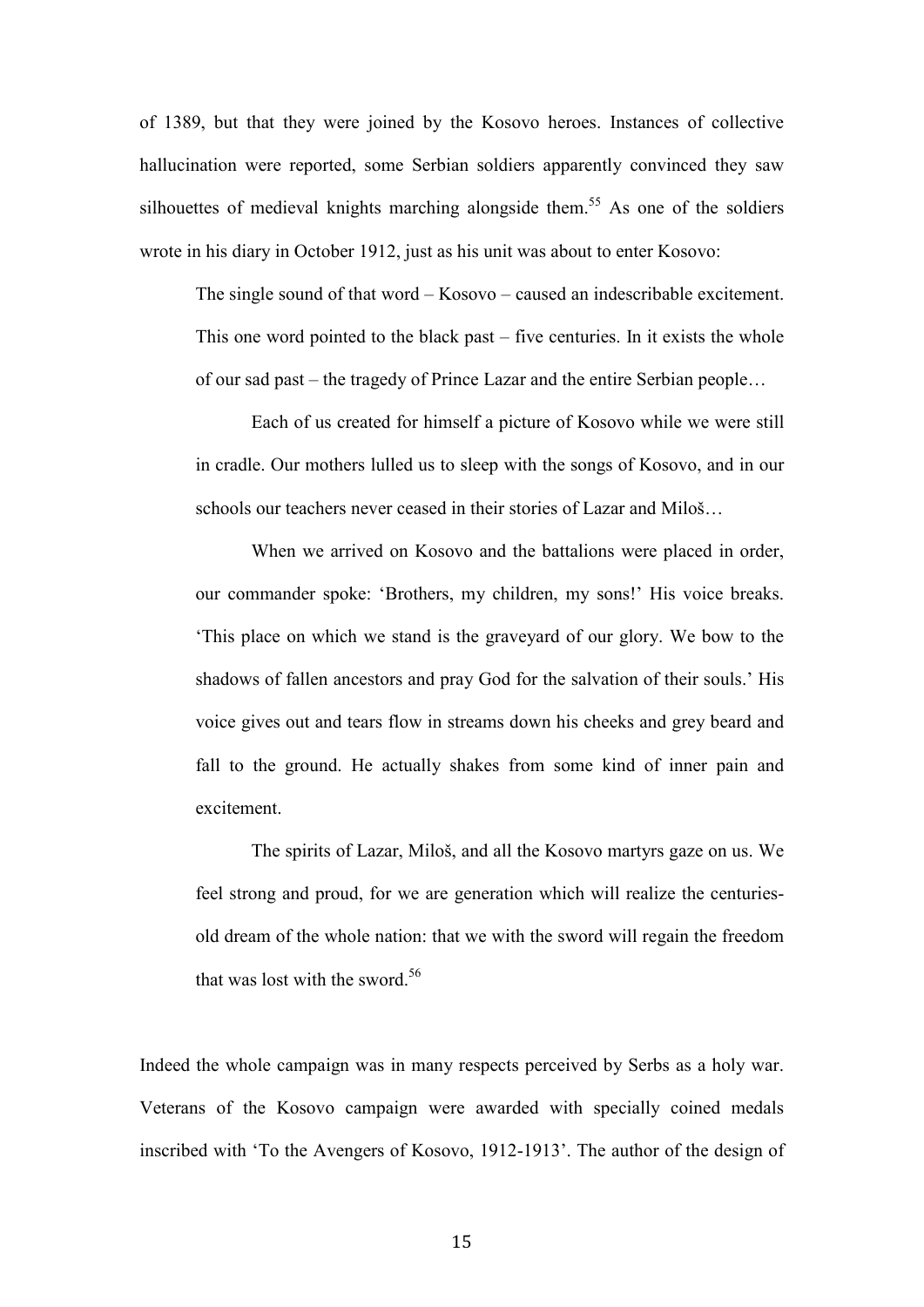of 1389, but that they were joined by the Kosovo heroes. Instances of collective hallucination were reported, some Serbian soldiers apparently convinced they saw silhouettes of medieval knights marching alongside them.[55] As one of the soldiers wrote in his diary in October 1912, just as his unit was about to enter Kosovo:

> The single sound of that word – Kosovo – caused an indescribable excitement. This one word pointed to the black past – five centuries. In it exists the whole of our sad past – the tragedy of Prince Lazar and the entire Serbian people…
>
> Each of us created for himself a picture of Kosovo while we were still in cradle. Our mothers lulled us to sleep with the songs of Kosovo, and in our schools our teachers never ceased in their stories of Lazar and Miloš…
>
> When we arrived on Kosovo and the battalions were placed in order, our commander spoke: 'Brothers, my children, my sons!' His voice breaks. 'This place on which we stand is the graveyard of our glory. We bow to the shadows of fallen ancestors and pray God for the salvation of their souls.' His voice gives out and tears flow in streams down his cheeks and grey beard and fall to the ground. He actually shakes from some kind of inner pain and excitement.
>
> The spirits of Lazar, Miloš, and all the Kosovo martyrs gaze on us. We feel strong and proud, for we are generation which will realize the centuries-old dream of the whole nation: that we with the sword will regain the freedom that was lost with the sword.[56]

Indeed the whole campaign was in many respects perceived by Serbs as a holy war. Veterans of the Kosovo campaign were awarded with specially coined medals inscribed with 'To the Avengers of Kosovo, 1912-1913'. The author of the design of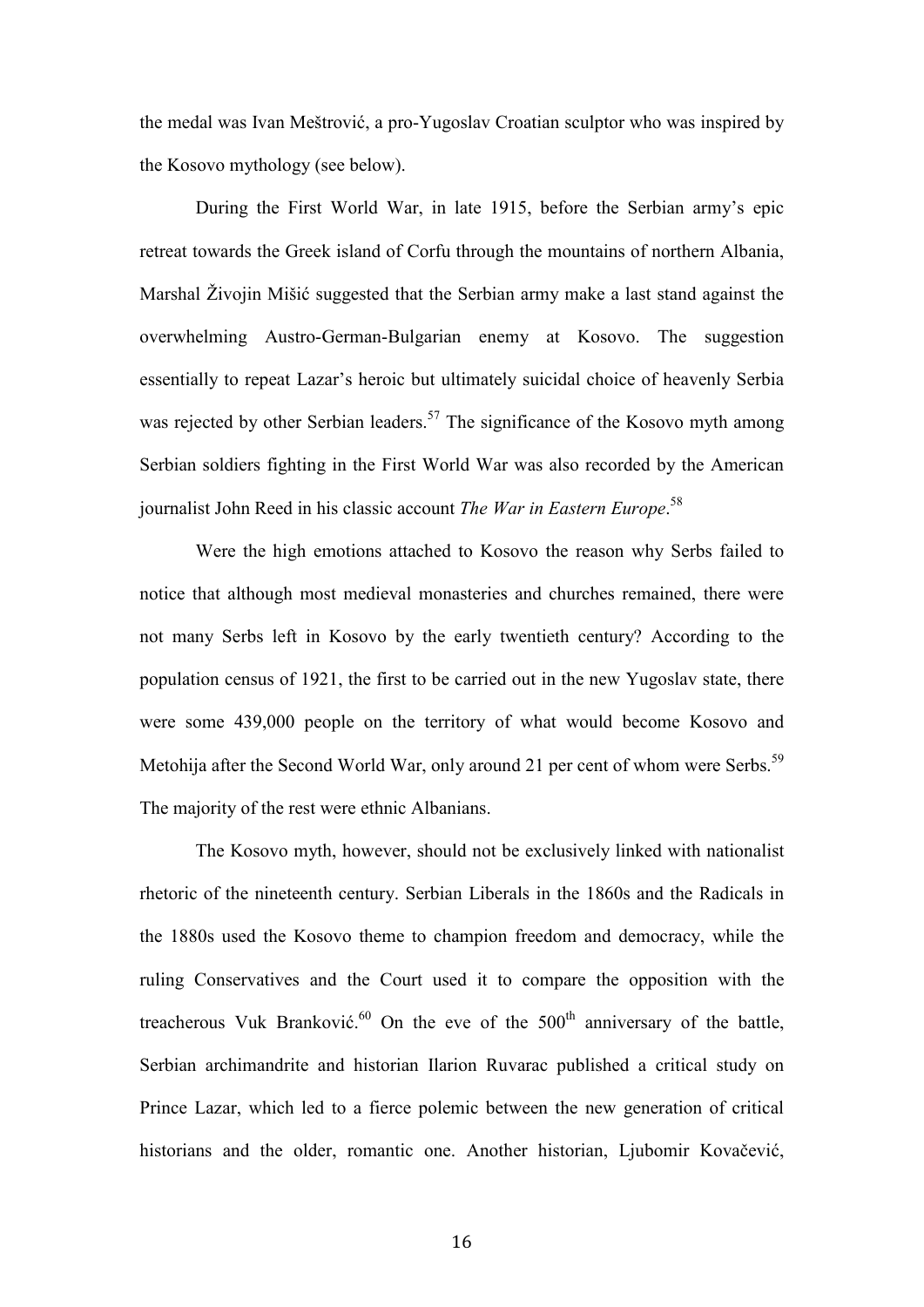the medal was Ivan Meštrović, a pro-Yugoslav Croatian sculptor who was inspired by the Kosovo mythology (see below).

During the First World War, in late 1915, before the Serbian army's epic retreat towards the Greek island of Corfu through the mountains of northern Albania, Marshal Živojin Mišić suggested that the Serbian army make a last stand against the overwhelming Austro-German-Bulgarian enemy at Kosovo. The suggestion essentially to repeat Lazar's heroic but ultimately suicidal choice of heavenly Serbia was rejected by other Serbian leaders.[57] The significance of the Kosovo myth among Serbian soldiers fighting in the First World War was also recorded by the American journalist John Reed in his classic account *The War in Eastern Europe*.[58]

Were the high emotions attached to Kosovo the reason why Serbs failed to notice that although most medieval monasteries and churches remained, there were not many Serbs left in Kosovo by the early twentieth century? According to the population census of 1921, the first to be carried out in the new Yugoslav state, there were some 439,000 people on the territory of what would become Kosovo and Metohija after the Second World War, only around 21 per cent of whom were Serbs.[59] The majority of the rest were ethnic Albanians.

The Kosovo myth, however, should not be exclusively linked with nationalist rhetoric of the nineteenth century. Serbian Liberals in the 1860s and the Radicals in the 1880s used the Kosovo theme to champion freedom and democracy, while the ruling Conservatives and the Court used it to compare the opposition with the treacherous Vuk Branković.[60] On the eve of the 500th anniversary of the battle, Serbian archimandrite and historian Ilarion Ruvarac published a critical study on Prince Lazar, which led to a fierce polemic between the new generation of critical historians and the older, romantic one. Another historian, Ljubomir Kovačević,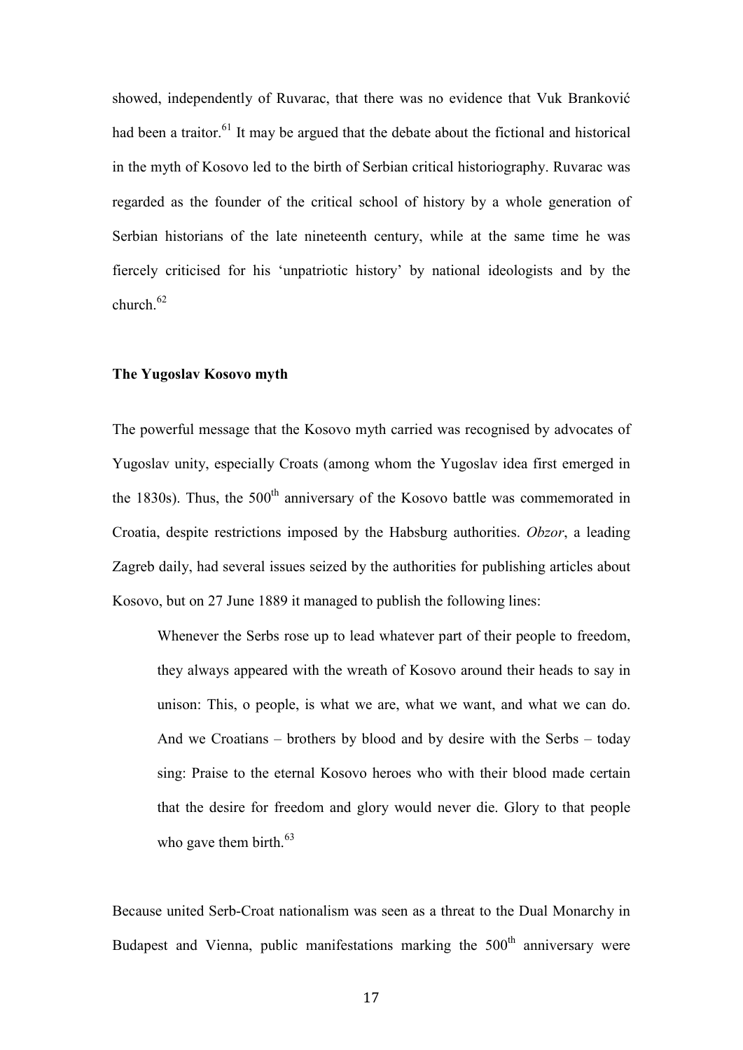showed, independently of Ruvarac, that there was no evidence that Vuk Branković had been a traitor.[61] It may be argued that the debate about the fictional and historical in the myth of Kosovo led to the birth of Serbian critical historiography. Ruvarac was regarded as the founder of the critical school of history by a whole generation of Serbian historians of the late nineteenth century, while at the same time he was fiercely criticised for his 'unpatriotic history' by national ideologists and by the church.[62]

**The Yugoslav Kosovo myth**

The powerful message that the Kosovo myth carried was recognised by advocates of Yugoslav unity, especially Croats (among whom the Yugoslav idea first emerged in the 1830s). Thus, the 500th anniversary of the Kosovo battle was commemorated in Croatia, despite restrictions imposed by the Habsburg authorities. *Obzor*, a leading Zagreb daily, had several issues seized by the authorities for publishing articles about Kosovo, but on 27 June 1889 it managed to publish the following lines:

> Whenever the Serbs rose up to lead whatever part of their people to freedom, they always appeared with the wreath of Kosovo around their heads to say in unison: This, o people, is what we are, what we want, and what we can do. And we Croatians – brothers by blood and by desire with the Serbs – today sing: Praise to the eternal Kosovo heroes who with their blood made certain that the desire for freedom and glory would never die. Glory to that people who gave them birth.[63]

Because united Serb-Croat nationalism was seen as a threat to the Dual Monarchy in Budapest and Vienna, public manifestations marking the 500th anniversary were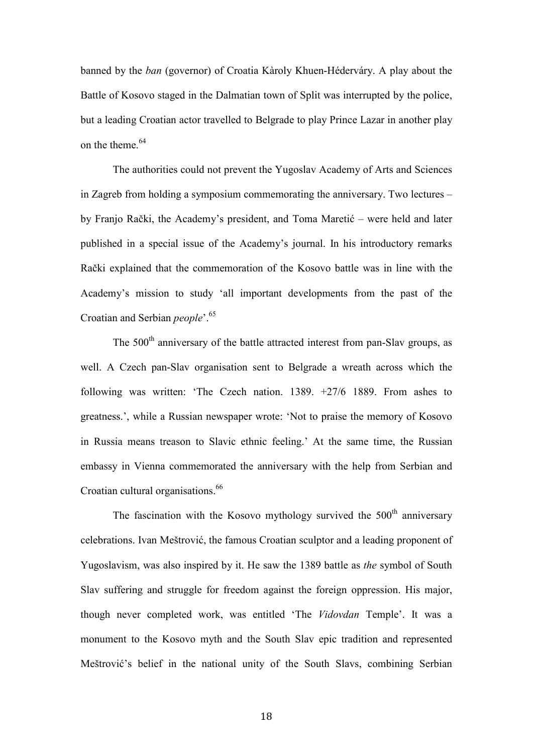banned by the *ban* (governor) of Croatia Kàroly Khuen-Héderváry. A play about the Battle of Kosovo staged in the Dalmatian town of Split was interrupted by the police, but a leading Croatian actor travelled to Belgrade to play Prince Lazar in another play on the theme.[64]

The authorities could not prevent the Yugoslav Academy of Arts and Sciences in Zagreb from holding a symposium commemorating the anniversary. Two lectures – by Franjo Rački, the Academy's president, and Toma Maretić – were held and later published in a special issue of the Academy's journal. In his introductory remarks Rački explained that the commemoration of the Kosovo battle was in line with the Academy's mission to study 'all important developments from the past of the Croatian and Serbian *people*'.[65]

The 500th anniversary of the battle attracted interest from pan-Slav groups, as well. A Czech pan-Slav organisation sent to Belgrade a wreath across which the following was written: 'The Czech nation. 1389. +27/6 1889. From ashes to greatness.', while a Russian newspaper wrote: 'Not to praise the memory of Kosovo in Russia means treason to Slavic ethnic feeling.' At the same time, the Russian embassy in Vienna commemorated the anniversary with the help from Serbian and Croatian cultural organisations.[66]

The fascination with the Kosovo mythology survived the 500th anniversary celebrations. Ivan Meštrović, the famous Croatian sculptor and a leading proponent of Yugoslavism, was also inspired by it. He saw the 1389 battle as *the* symbol of South Slav suffering and struggle for freedom against the foreign oppression. His major, though never completed work, was entitled 'The *Vidovdan* Temple'. It was a monument to the Kosovo myth and the South Slav epic tradition and represented Meštrović's belief in the national unity of the South Slavs, combining Serbian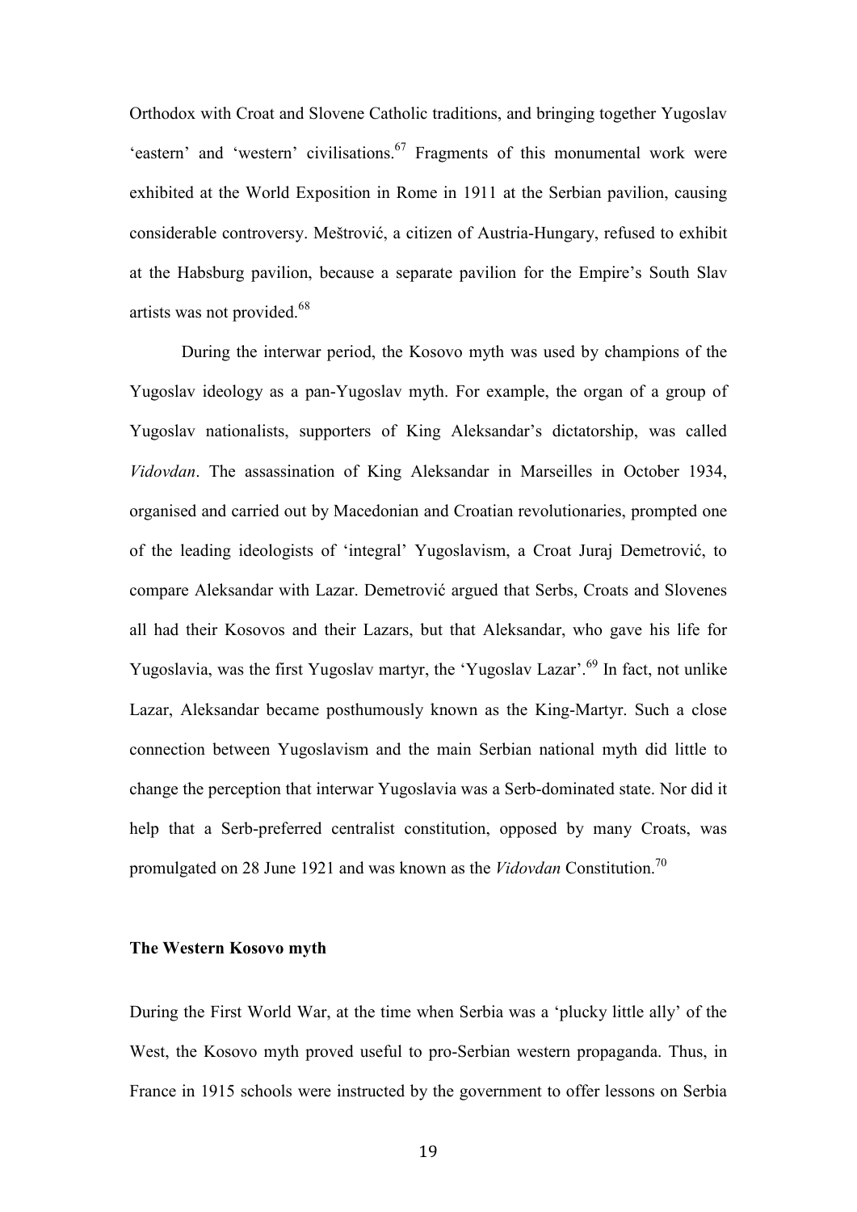Orthodox with Croat and Slovene Catholic traditions, and bringing together Yugoslav 'eastern' and 'western' civilisations.[67] Fragments of this monumental work were exhibited at the World Exposition in Rome in 1911 at the Serbian pavilion, causing considerable controversy. Meštrović, a citizen of Austria-Hungary, refused to exhibit at the Habsburg pavilion, because a separate pavilion for the Empire's South Slav artists was not provided.[68]

During the interwar period, the Kosovo myth was used by champions of the Yugoslav ideology as a pan-Yugoslav myth. For example, the organ of a group of Yugoslav nationalists, supporters of King Aleksandar's dictatorship, was called *Vidovdan*. The assassination of King Aleksandar in Marseilles in October 1934, organised and carried out by Macedonian and Croatian revolutionaries, prompted one of the leading ideologists of 'integral' Yugoslavism, a Croat Juraj Demetrović, to compare Aleksandar with Lazar. Demetrović argued that Serbs, Croats and Slovenes all had their Kosovos and their Lazars, but that Aleksandar, who gave his life for Yugoslavia, was the first Yugoslav martyr, the 'Yugoslav Lazar'.[69] In fact, not unlike Lazar, Aleksandar became posthumously known as the King-Martyr. Such a close connection between Yugoslavism and the main Serbian national myth did little to change the perception that interwar Yugoslavia was a Serb-dominated state. Nor did it help that a Serb-preferred centralist constitution, opposed by many Croats, was promulgated on 28 June 1921 and was known as the *Vidovdan* Constitution.[70]

### The Western Kosovo myth

During the First World War, at the time when Serbia was a 'plucky little ally' of the West, the Kosovo myth proved useful to pro-Serbian western propaganda. Thus, in France in 1915 schools were instructed by the government to offer lessons on Serbia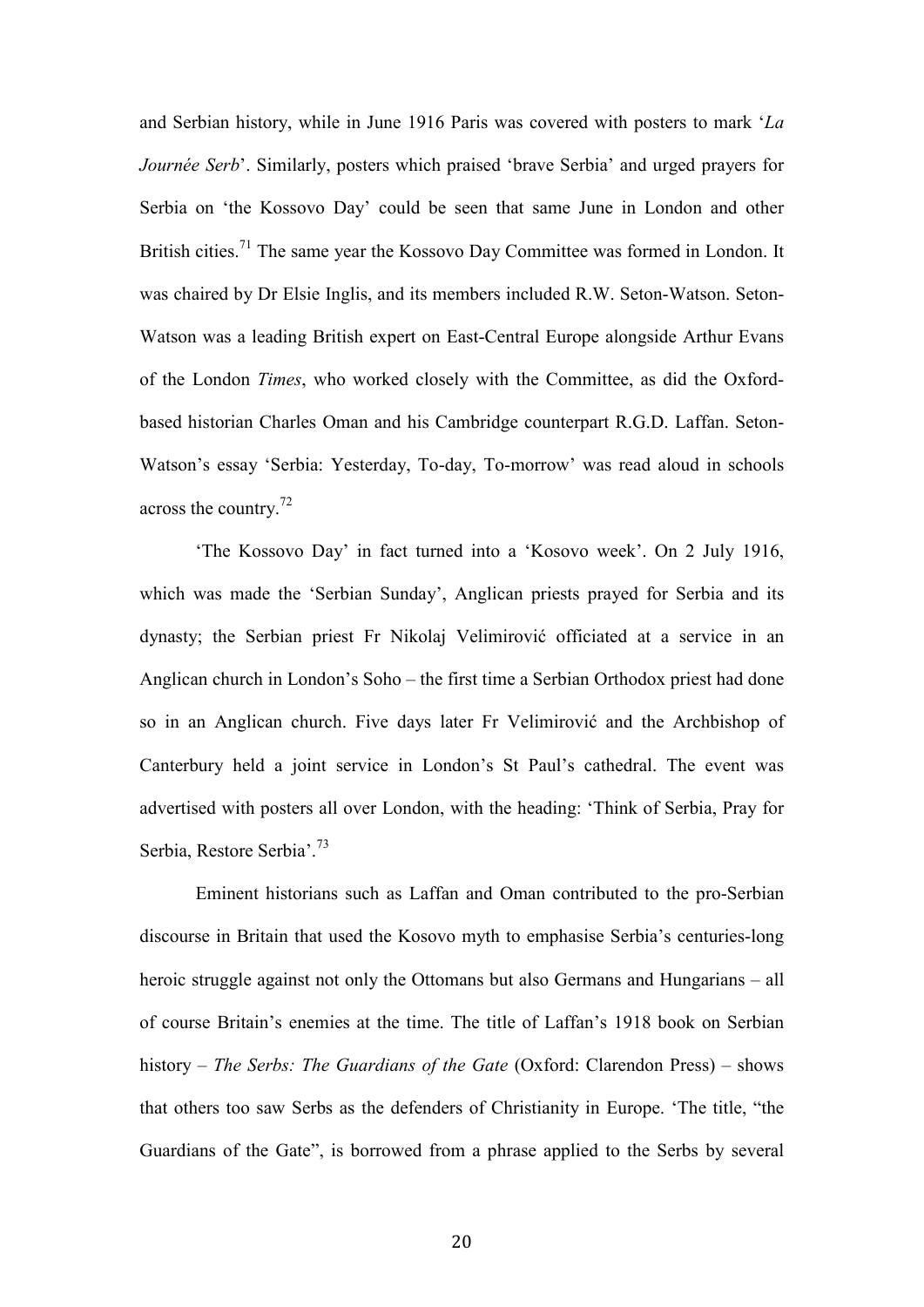and Serbian history, while in June 1916 Paris was covered with posters to mark '*La Journée Serb*'. Similarly, posters which praised 'brave Serbia' and urged prayers for Serbia on 'the Kossovo Day' could be seen that same June in London and other British cities.[71] The same year the Kossovo Day Committee was formed in London. It was chaired by Dr Elsie Inglis, and its members included R.W. Seton-Watson. Seton-Watson was a leading British expert on East-Central Europe alongside Arthur Evans of the London *Times*, who worked closely with the Committee, as did the Oxford-based historian Charles Oman and his Cambridge counterpart R.G.D. Laffan. Seton-Watson's essay 'Serbia: Yesterday, To-day, To-morrow' was read aloud in schools across the country.[72]

'The Kossovo Day' in fact turned into a 'Kosovo week'. On 2 July 1916, which was made the 'Serbian Sunday', Anglican priests prayed for Serbia and its dynasty; the Serbian priest Fr Nikolaj Velimirović officiated at a service in an Anglican church in London's Soho – the first time a Serbian Orthodox priest had done so in an Anglican church. Five days later Fr Velimirović and the Archbishop of Canterbury held a joint service in London's St Paul's cathedral. The event was advertised with posters all over London, with the heading: 'Think of Serbia, Pray for Serbia, Restore Serbia'.[73]

Eminent historians such as Laffan and Oman contributed to the pro-Serbian discourse in Britain that used the Kosovo myth to emphasise Serbia's centuries-long heroic struggle against not only the Ottomans but also Germans and Hungarians – all of course Britain's enemies at the time. The title of Laffan's 1918 book on Serbian history – *The Serbs: The Guardians of the Gate* (Oxford: Clarendon Press) – shows that others too saw Serbs as the defenders of Christianity in Europe. 'The title, "the Guardians of the Gate", is borrowed from a phrase applied to the Serbs by several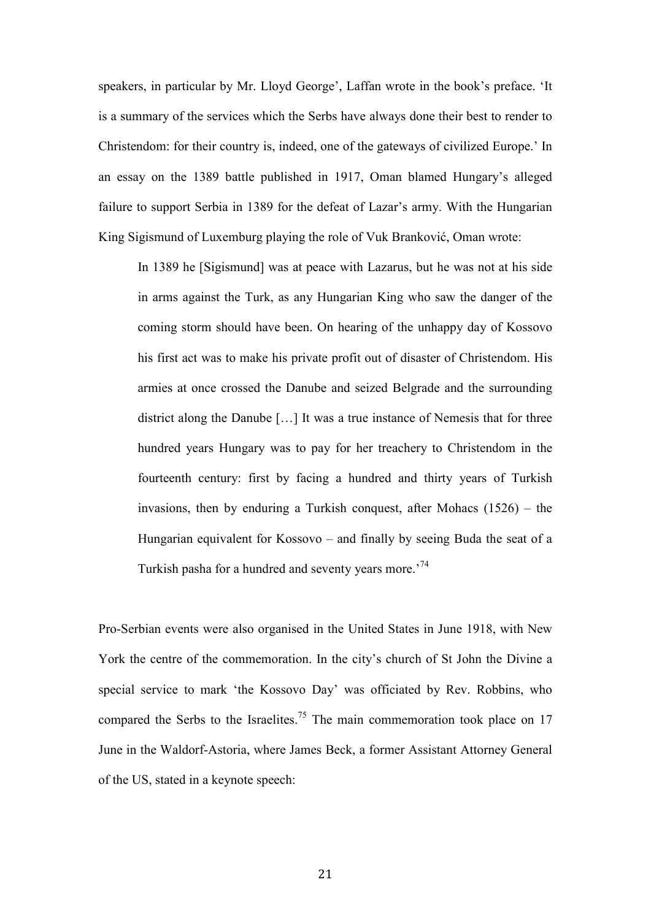speakers, in particular by Mr. Lloyd George', Laffan wrote in the book's preface. 'It is a summary of the services which the Serbs have always done their best to render to Christendom: for their country is, indeed, one of the gateways of civilized Europe.' In an essay on the 1389 battle published in 1917, Oman blamed Hungary's alleged failure to support Serbia in 1389 for the defeat of Lazar's army. With the Hungarian King Sigismund of Luxemburg playing the role of Vuk Branković, Oman wrote:

> In 1389 he [Sigismund] was at peace with Lazarus, but he was not at his side in arms against the Turk, as any Hungarian King who saw the danger of the coming storm should have been. On hearing of the unhappy day of Kossovo his first act was to make his private profit out of disaster of Christendom. His armies at once crossed the Danube and seized Belgrade and the surrounding district along the Danube […] It was a true instance of Nemesis that for three hundred years Hungary was to pay for her treachery to Christendom in the fourteenth century: first by facing a hundred and thirty years of Turkish invasions, then by enduring a Turkish conquest, after Mohacs (1526) – the Hungarian equivalent for Kossovo – and finally by seeing Buda the seat of a Turkish pasha for a hundred and seventy years more.'[74]

Pro-Serbian events were also organised in the United States in June 1918, with New York the centre of the commemoration. In the city's church of St John the Divine a special service to mark 'the Kossovo Day' was officiated by Rev. Robbins, who compared the Serbs to the Israelites.[75] The main commemoration took place on 17 June in the Waldorf-Astoria, where James Beck, a former Assistant Attorney General of the US, stated in a keynote speech: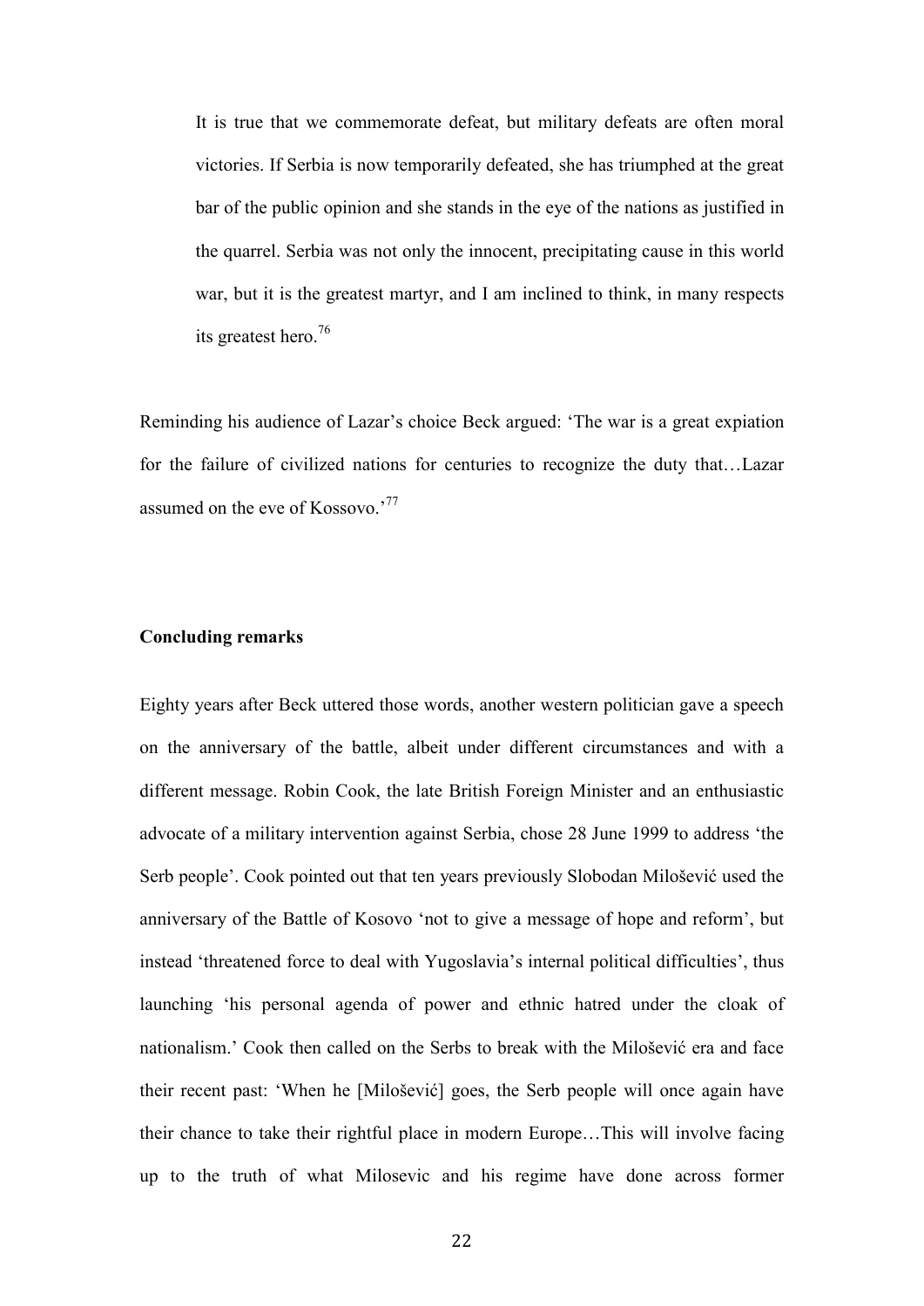> It is true that we commemorate defeat, but military defeats are often moral victories. If Serbia is now temporarily defeated, she has triumphed at the great bar of the public opinion and she stands in the eye of the nations as justified in the quarrel. Serbia was not only the innocent, precipitating cause in this world war, but it is the greatest martyr, and I am inclined to think, in many respects its greatest hero.[76]

Reminding his audience of Lazar's choice Beck argued: 'The war is a great expiation for the failure of civilized nations for centuries to recognize the duty that…Lazar assumed on the eve of Kossovo.'[77]

**Concluding remarks**

Eighty years after Beck uttered those words, another western politician gave a speech on the anniversary of the battle, albeit under different circumstances and with a different message. Robin Cook, the late British Foreign Minister and an enthusiastic advocate of a military intervention against Serbia, chose 28 June 1999 to address 'the Serb people'. Cook pointed out that ten years previously Slobodan Milošević used the anniversary of the Battle of Kosovo 'not to give a message of hope and reform', but instead 'threatened force to deal with Yugoslavia's internal political difficulties', thus launching 'his personal agenda of power and ethnic hatred under the cloak of nationalism.' Cook then called on the Serbs to break with the Milošević era and face their recent past: 'When he [Milošević] goes, the Serb people will once again have their chance to take their rightful place in modern Europe…This will involve facing up to the truth of what Milosevic and his regime have done across former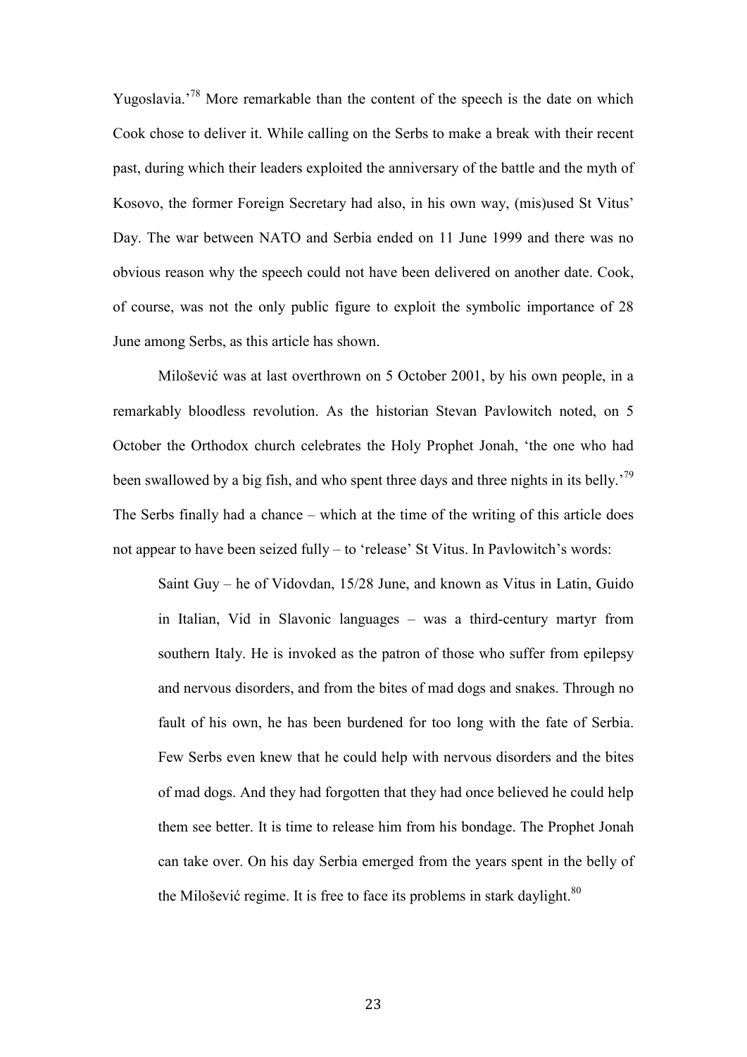Yugoslavia.'[78] More remarkable than the content of the speech is the date on which Cook chose to deliver it. While calling on the Serbs to make a break with their recent past, during which their leaders exploited the anniversary of the battle and the myth of Kosovo, the former Foreign Secretary had also, in his own way, (mis)used St Vitus' Day. The war between NATO and Serbia ended on 11 June 1999 and there was no obvious reason why the speech could not have been delivered on another date. Cook, of course, was not the only public figure to exploit the symbolic importance of 28 June among Serbs, as this article has shown.

Milošević was at last overthrown on 5 October 2001, by his own people, in a remarkably bloodless revolution. As the historian Stevan Pavlowitch noted, on 5 October the Orthodox church celebrates the Holy Prophet Jonah, 'the one who had been swallowed by a big fish, and who spent three days and three nights in its belly.'[79] The Serbs finally had a chance – which at the time of the writing of this article does not appear to have been seized fully – to 'release' St Vitus. In Pavlowitch's words:

> Saint Guy – he of Vidovdan, 15/28 June, and known as Vitus in Latin, Guido in Italian, Vid in Slavonic languages – was a third-century martyr from southern Italy. He is invoked as the patron of those who suffer from epilepsy and nervous disorders, and from the bites of mad dogs and snakes. Through no fault of his own, he has been burdened for too long with the fate of Serbia. Few Serbs even knew that he could help with nervous disorders and the bites of mad dogs. And they had forgotten that they had once believed he could help them see better. It is time to release him from his bondage. The Prophet Jonah can take over. On his day Serbia emerged from the years spent in the belly of the Milošević regime. It is free to face its problems in stark daylight.[80]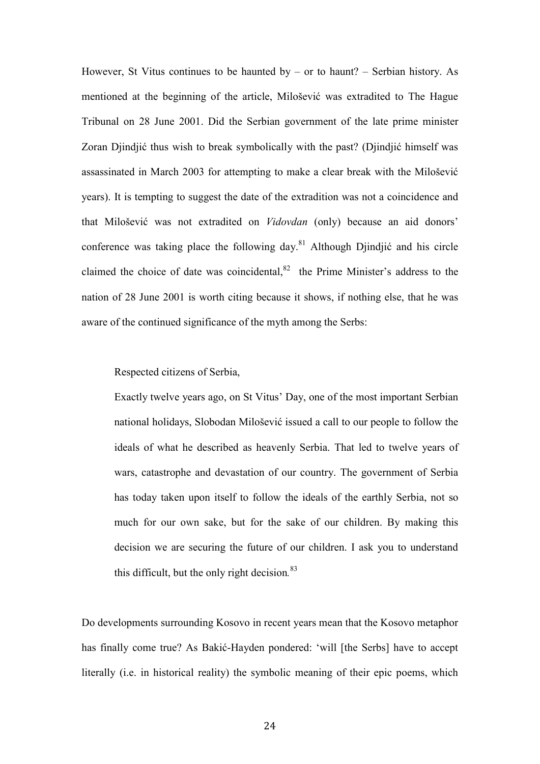However, St Vitus continues to be haunted by – or to haunt? – Serbian history. As mentioned at the beginning of the article, Milošević was extradited to The Hague Tribunal on 28 June 2001. Did the Serbian government of the late prime minister Zoran Djindjić thus wish to break symbolically with the past? (Djindjić himself was assassinated in March 2003 for attempting to make a clear break with the Milošević years). It is tempting to suggest the date of the extradition was not a coincidence and that Milošević was not extradited on *Vidovdan* (only) because an aid donors' conference was taking place the following day.[81] Although Djindjić and his circle claimed the choice of date was coincidental,[82] the Prime Minister's address to the nation of 28 June 2001 is worth citing because it shows, if nothing else, that he was aware of the continued significance of the myth among the Serbs:

> Respected citizens of Serbia,
>
> Exactly twelve years ago, on St Vitus' Day, one of the most important Serbian national holidays, Slobodan Milošević issued a call to our people to follow the ideals of what he described as heavenly Serbia. That led to twelve years of wars, catastrophe and devastation of our country. The government of Serbia has today taken upon itself to follow the ideals of the earthly Serbia, not so much for our own sake, but for the sake of our children. By making this decision we are securing the future of our children. I ask you to understand this difficult, but the only right decision.[83]

Do developments surrounding Kosovo in recent years mean that the Kosovo metaphor has finally come true? As Bakić-Hayden pondered: 'will [the Serbs] have to accept literally (i.e. in historical reality) the symbolic meaning of their epic poems, which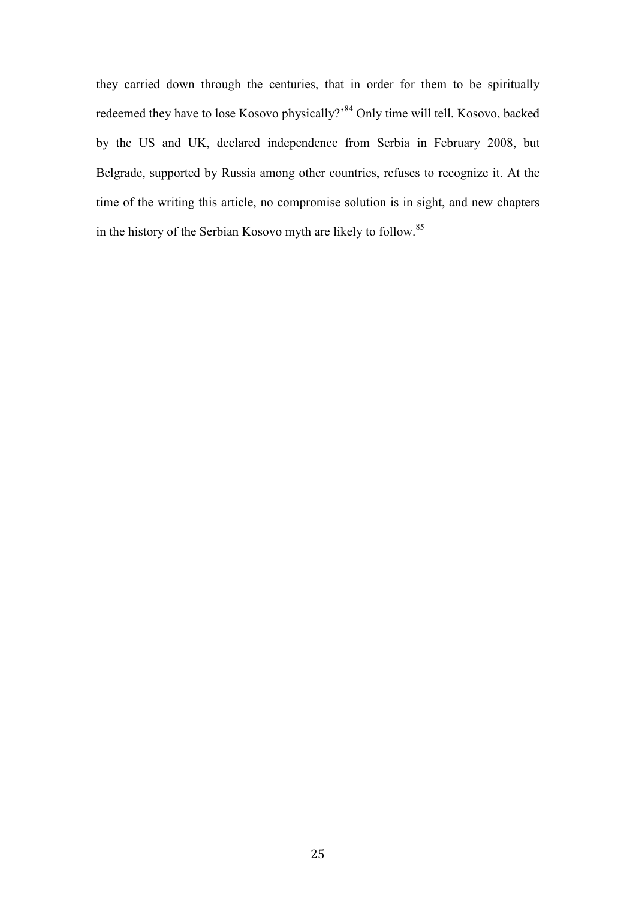they carried down through the centuries, that in order for them to be spiritually redeemed they have to lose Kosovo physically?'[84] Only time will tell. Kosovo, backed by the US and UK, declared independence from Serbia in February 2008, but Belgrade, supported by Russia among other countries, refuses to recognize it. At the time of the writing this article, no compromise solution is in sight, and new chapters in the history of the Serbian Kosovo myth are likely to follow.[85]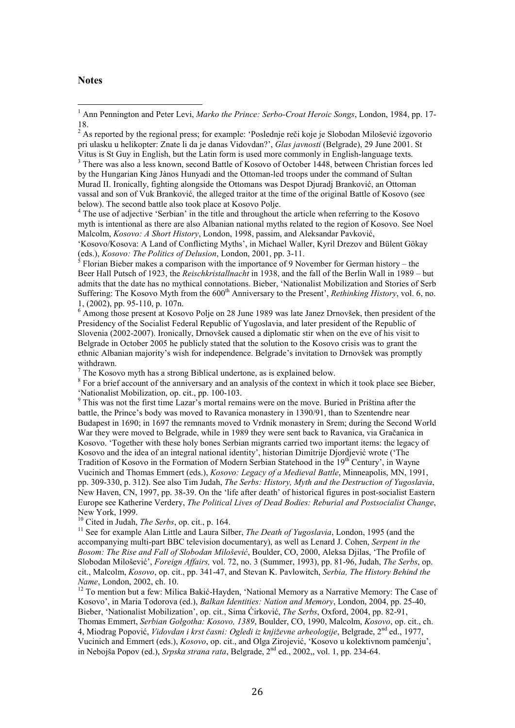## Notes

[1] Ann Pennington and Peter Levi, *Marko the Prince: Serbo-Croat Heroic Songs*, London, 1984, pp. 17-18.

[2] As reported by the regional press; for example: 'Poslednje reči koje je Slobodan Milošević izgovorio pri ulasku u helikopter: Znate li da je danas Vidovdan?', *Glas javnosti* (Belgrade), 29 June 2001. St Vitus is St Guy in English, but the Latin form is used more commonly in English-language texts.

[3] There was also a less known, second Battle of Kosovo of October 1448, between Christian forces led by the Hungarian King Jànos Hunyadi and the Ottoman-led troops under the command of Sultan Murad II. Ironically, fighting alongside the Ottomans was Despot Djuradj Branković, an Ottoman vassal and son of Vuk Branković, the alleged traitor at the time of the original Battle of Kosovo (see below). The second battle also took place at Kosovo Polje.

[4] The use of adjective 'Serbian' in the title and throughout the article when referring to the Kosovo myth is intentional as there are also Albanian national myths related to the region of Kosovo. See Noel Malcolm, *Kosovo: A Short History*, London, 1998, passim, and Aleksandar Pavković, 'Kosovo/Kosova: A Land of Conflicting Myths', in Michael Waller, Kyril Drezov and Bülent Gökay (eds.), *Kosovo: The Politics of Delusion*, London, 2001, pp. 3-11.

[5] Florian Bieber makes a comparison with the importance of 9 November for German history – the Beer Hall Putsch of 1923, the *Reischkristallnacht* in 1938, and the fall of the Berlin Wall in 1989 – but admits that the date has no mythical connotations. Bieber, 'Nationalist Mobilization and Stories of Serb Suffering: The Kosovo Myth from the 600th Anniversary to the Present', *Rethinking History*, vol. 6, no. 1, (2002), pp. 95-110, p. 107n.

[6] Among those present at Kosovo Polje on 28 June 1989 was late Janez Drnovšek, then president of the Presidency of the Socialist Federal Republic of Yugoslavia, and later president of the Republic of Slovenia (2002-2007). Ironically, Drnovšek caused a diplomatic stir when on the eve of his visit to Belgrade in October 2005 he publicly stated that the solution to the Kosovo crisis was to grant the ethnic Albanian majority's wish for independence. Belgrade's invitation to Drnovšek was promptly withdrawn.

[7] The Kosovo myth has a strong Biblical undertone, as is explained below.

[8] For a brief account of the anniversary and an analysis of the context in which it took place see Bieber, 'Nationalist Mobilization, op. cit., pp. 100-103.

[9] This was not the first time Lazar's mortal remains were on the move. Buried in Priština after the battle, the Prince's body was moved to Ravanica monastery in 1390/91, than to Szentendre near Budapest in 1690; in 1697 the remnants moved to Vrdnik monastery in Srem; during the Second World War they were moved to Belgrade, while in 1989 they were sent back to Ravanica, via Gračanica in Kosovo. 'Together with these holy bones Serbian migrants carried two important items: the legacy of Kosovo and the idea of an integral national identity', historian Dimitrije Djordjević wrote ('The Tradition of Kosovo in the Formation of Modern Serbian Statehood in the 19th Century', in Wayne Vucinich and Thomas Emmert (eds.), *Kosovo: Legacy of a Medieval Battle*, Minneapolis, MN, 1991, pp. 309-330, p. 312). See also Tim Judah, *The Serbs: History, Myth and the Destruction of Yugoslavia*, New Haven, CN, 1997, pp. 38-39. On the 'life after death' of historical figures in post-socialist Eastern Europe see Katherine Verdery, *The Political Lives of Dead Bodies: Reburial and Postsocialist Change*, New York, 1999.

[10] Cited in Judah, *The Serbs*, op. cit., p. 164.

[11] See for example Alan Little and Laura Silber, *The Death of Yugoslavia*, London, 1995 (and the accompanying multi-part BBC television documentary), as well as Lenard J. Cohen, *Serpent in the Bosom: The Rise and Fall of Slobodan Milošević*, Boulder, CO, 2000, Aleksa Djilas, 'The Profile of Slobodan Milošević', *Foreign Affairs,* vol. 72, no. 3 (Summer, 1993), pp. 81-96, Judah, *The Serbs*, op. cit., Malcolm, *Kosovo*, op. cit., pp. 341-47, and Stevan K. Pavlowitch, *Serbia, The History Behind the Name*, London, 2002, ch. 10.

[12] To mention but a few: Milica Bakić-Hayden, 'National Memory as a Narrative Memory: The Case of Kosovo', in Maria Todorova (ed.), *Balkan Identities: Nation and Memory*, London, 2004, pp. 25-40, Bieber, 'Nationalist Mobilization', op. cit., Sima Ćirković, *The Serbs*, Oxford, 2004, pp. 82-91, Thomas Emmert, *Serbian Golgotha: Kosovo, 1389*, Boulder, CO, 1990, Malcolm, *Kosovo*, op. cit., ch. 4, Miodrag Popović, *Vidovdan i krst časni: Ogledi iz književne arheologije*, Belgrade, 2nd ed., 1977, Vucinich and Emmert (eds.), *Kosovo*, op. cit., and Olga Zirojević, 'Kosovo u kolektivnom pamćenju', in Nebojša Popov (ed.), *Srpska strana rata*, Belgrade, 2nd ed., 2002,, vol. 1, pp. 234-64.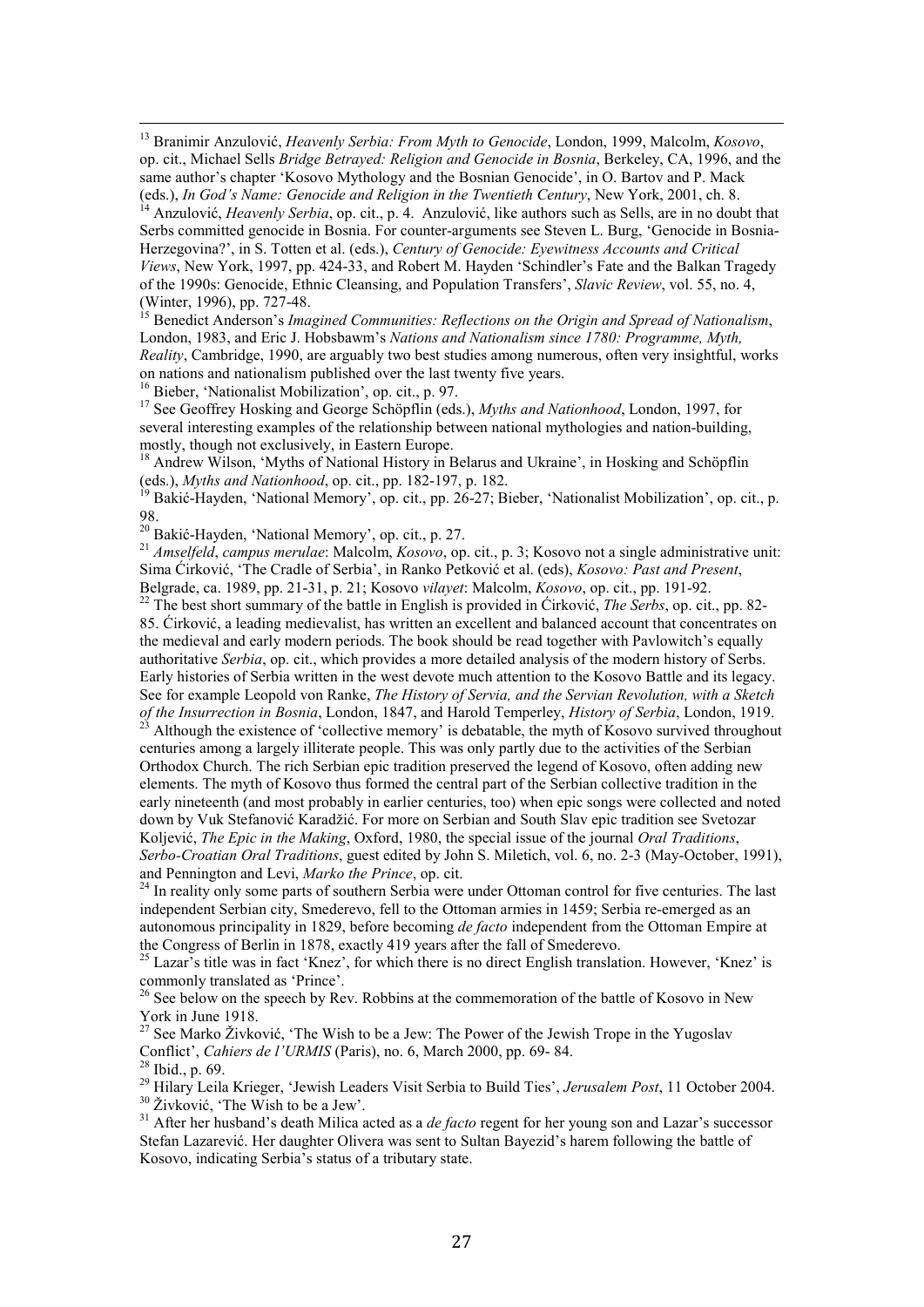[13] Branimir Anzulović, *Heavenly Serbia: From Myth to Genocide*, London, 1999, Malcolm, *Kosovo*, op. cit., Michael Sells *Bridge Betrayed: Religion and Genocide in Bosnia*, Berkeley, CA, 1996, and the same author's chapter 'Kosovo Mythology and the Bosnian Genocide', in O. Bartov and P. Mack (eds.), *In God's Name: Genocide and Religion in the Twentieth Century*, New York, 2001, ch. 8.

[14] Anzulović, *Heavenly Serbia*, op. cit., p. 4. Anzulović, like authors such as Sells, are in no doubt that Serbs committed genocide in Bosnia. For counter-arguments see Steven L. Burg, 'Genocide in Bosnia-Herzegovina?', in S. Totten et al. (eds.), *Century of Genocide: Eyewitness Accounts and Critical Views*, New York, 1997, pp. 424-33, and Robert M. Hayden 'Schindler's Fate and the Balkan Tragedy of the 1990s: Genocide, Ethnic Cleansing, and Population Transfers', *Slavic Review*, vol. 55, no. 4, (Winter, 1996), pp. 727-48.

[15] Benedict Anderson's *Imagined Communities: Reflections on the Origin and Spread of Nationalism*, London, 1983, and Eric J. Hobsbawm's *Nations and Nationalism since 1780: Programme, Myth, Reality*, Cambridge, 1990, are arguably two best studies among numerous, often very insightful, works on nations and nationalism published over the last twenty five years.

[16] Bieber, 'Nationalist Mobilization', op. cit., p. 97.

[17] See Geoffrey Hosking and George Schöpflin (eds.), *Myths and Nationhood*, London, 1997, for several interesting examples of the relationship between national mythologies and nation-building, mostly, though not exclusively, in Eastern Europe.

[18] Andrew Wilson, 'Myths of National History in Belarus and Ukraine', in Hosking and Schöpflin (eds.), *Myths and Nationhood*, op. cit., pp. 182-197, p. 182.

[19] Bakić-Hayden, 'National Memory', op. cit., pp. 26-27; Bieber, 'Nationalist Mobilization', op. cit., p. 98.

[20] Bakić-Hayden, 'National Memory', op. cit., p. 27.

[21] *Amselfeld*, *campus merulae*: Malcolm, *Kosovo*, op. cit., p. 3; Kosovo not a single administrative unit: Sima Ćirković, 'The Cradle of Serbia', in Ranko Petković et al. (eds), *Kosovo: Past and Present*, Belgrade, ca. 1989, pp. 21-31, p. 21; Kosovo *vilayet*: Malcolm, *Kosovo*, op. cit., pp. 191-92.

[22] The best short summary of the battle in English is provided in Ćirković, *The Serbs*, op. cit., pp. 82-85. Ćirković, a leading medievalist, has written an excellent and balanced account that concentrates on the medieval and early modern periods. The book should be read together with Pavlowitch's equally authoritative *Serbia*, op. cit., which provides a more detailed analysis of the modern history of Serbs. Early histories of Serbia written in the west devote much attention to the Kosovo Battle and its legacy. See for example Leopold von Ranke, *The History of Servia, and the Servian Revolution, with a Sketch of the Insurrection in Bosnia*, London, 1847, and Harold Temperley, *History of Serbia*, London, 1919.

[23] Although the existence of 'collective memory' is debatable, the myth of Kosovo survived throughout centuries among a largely illiterate people. This was only partly due to the activities of the Serbian Orthodox Church. The rich Serbian epic tradition preserved the legend of Kosovo, often adding new elements. The myth of Kosovo thus formed the central part of the Serbian collective tradition in the early nineteenth (and most probably in earlier centuries, too) when epic songs were collected and noted down by Vuk Stefanović Karadžić. For more on Serbian and South Slav epic tradition see Svetozar Koljević, *The Epic in the Making*, Oxford, 1980, the special issue of the journal *Oral Traditions*, *Serbo-Croatian Oral Traditions*, guest edited by John S. Miletich, vol. 6, no. 2-3 (May-October, 1991), and Pennington and Levi, *Marko the Prince*, op. cit.

[24] In reality only some parts of southern Serbia were under Ottoman control for five centuries. The last independent Serbian city, Smederevo, fell to the Ottoman armies in 1459; Serbia re-emerged as an autonomous principality in 1829, before becoming *de facto* independent from the Ottoman Empire at the Congress of Berlin in 1878, exactly 419 years after the fall of Smederevo.

[25] Lazar's title was in fact 'Knez', for which there is no direct English translation. However, 'Knez' is commonly translated as 'Prince'.

[26] See below on the speech by Rev. Robbins at the commemoration of the battle of Kosovo in New York in June 1918.

[27] See Marko Živković, 'The Wish to be a Jew: The Power of the Jewish Trope in the Yugoslav Conflict', *Cahiers de l'URMIS* (Paris), no. 6, March 2000, pp. 69- 84.

[28] Ibid., p. 69.

[29] Hilary Leila Krieger, 'Jewish Leaders Visit Serbia to Build Ties', *Jerusalem Post*, 11 October 2004.

[30] Živković, 'The Wish to be a Jew'.

[31] After her husband's death Milica acted as a *de facto* regent for her young son and Lazar's successor Stefan Lazarević. Her daughter Olivera was sent to Sultan Bayezid's harem following the battle of Kosovo, indicating Serbia's status of a tributary state.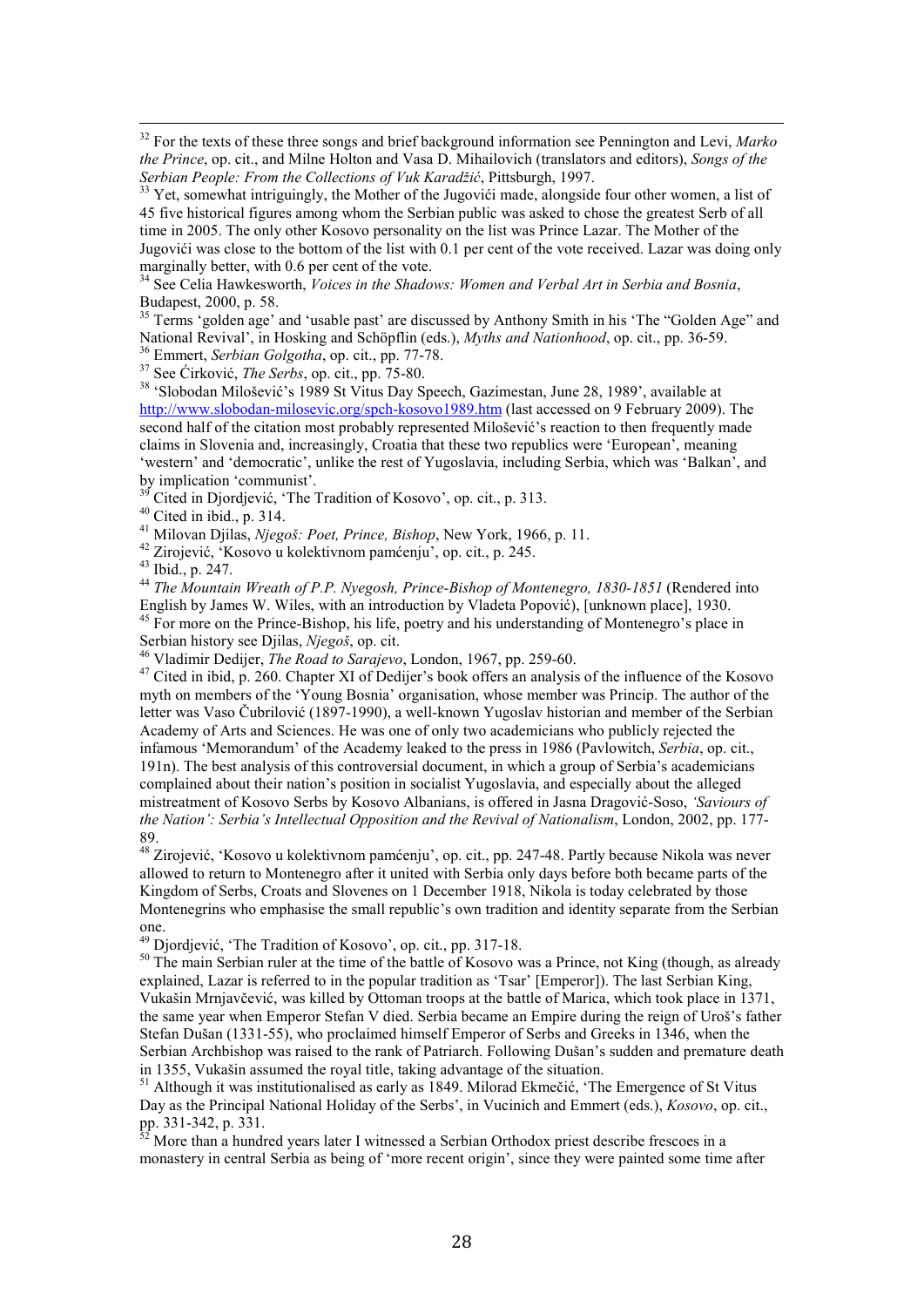[32] For the texts of these three songs and brief background information see Pennington and Levi, *Marko the Prince*, op. cit., and Milne Holton and Vasa D. Mihailovich (translators and editors), *Songs of the Serbian People: From the Collections of Vuk Karadžić*, Pittsburgh, 1997.

[33] Yet, somewhat intriguingly, the Mother of the Jugovići made, alongside four other women, a list of 45 five historical figures among whom the Serbian public was asked to chose the greatest Serb of all time in 2005. The only other Kosovo personality on the list was Prince Lazar. The Mother of the Jugovići was close to the bottom of the list with 0.1 per cent of the vote received. Lazar was doing only marginally better, with 0.6 per cent of the vote.

[34] See Celia Hawkesworth, *Voices in the Shadows: Women and Verbal Art in Serbia and Bosnia*, Budapest, 2000, p. 58.

[35] Terms 'golden age' and 'usable past' are discussed by Anthony Smith in his 'The "Golden Age" and National Revival', in Hosking and Schöpflin (eds.), *Myths and Nationhood*, op. cit., pp. 36-59.

[36] Emmert, *Serbian Golgotha*, op. cit., pp. 77-78.

[37] See Ćirković, *The Serbs*, op. cit., pp. 75-80.

[38] 'Slobodan Milošević's 1989 St Vitus Day Speech, Gazimestan, June 28, 1989', available at http://www.slobodan-milosevic.org/spch-kosovo1989.htm (last accessed on 9 February 2009). The second half of the citation most probably represented Milošević's reaction to then frequently made claims in Slovenia and, increasingly, Croatia that these two republics were 'European', meaning 'western' and 'democratic', unlike the rest of Yugoslavia, including Serbia, which was 'Balkan', and by implication 'communist'.

[39] Cited in Djordjević, 'The Tradition of Kosovo', op. cit., p. 313.

[40] Cited in ibid., p. 314.

[41] Milovan Djilas, *Njegoš: Poet, Prince, Bishop*, New York, 1966, p. 11.

[42] Zirojević, 'Kosovo u kolektivnom pamćenju', op. cit., p. 245.

[43] Ibid., p. 247.

[44] *The Mountain Wreath of P.P. Nyegosh, Prince-Bishop of Montenegro, 1830-1851* (Rendered into English by James W. Wiles, with an introduction by Vladeta Popović), [unknown place], 1930.

[45] For more on the Prince-Bishop, his life, poetry and his understanding of Montenegro's place in Serbian history see Djilas, *Njegoš*, op. cit.

[46] Vladimir Dedijer, *The Road to Sarajevo*, London, 1967, pp. 259-60.

[47] Cited in ibid, p. 260. Chapter XI of Dedijer's book offers an analysis of the influence of the Kosovo myth on members of the 'Young Bosnia' organisation, whose member was Princip. The author of the letter was Vaso Čubrilović (1897-1990), a well-known Yugoslav historian and member of the Serbian Academy of Arts and Sciences. He was one of only two academicians who publicly rejected the infamous 'Memorandum' of the Academy leaked to the press in 1986 (Pavlowitch, *Serbia*, op. cit., 191n). The best analysis of this controversial document, in which a group of Serbia's academicians complained about their nation's position in socialist Yugoslavia, and especially about the alleged mistreatment of Kosovo Serbs by Kosovo Albanians, is offered in Jasna Dragović-Soso, *'Saviours of the Nation': Serbia's Intellectual Opposition and the Revival of Nationalism*, London, 2002, pp. 177-89.

[48] Zirojević, 'Kosovo u kolektivnom pamćenju', op. cit., pp. 247-48. Partly because Nikola was never allowed to return to Montenegro after it united with Serbia only days before both became parts of the Kingdom of Serbs, Croats and Slovenes on 1 December 1918, Nikola is today celebrated by those Montenegrins who emphasise the small republic's own tradition and identity separate from the Serbian one.

[49] Djordjević, 'The Tradition of Kosovo', op. cit., pp. 317-18.

[50] The main Serbian ruler at the time of the battle of Kosovo was a Prince, not King (though, as already explained, Lazar is referred to in the popular tradition as 'Tsar' [Emperor]). The last Serbian King, Vukašin Mrnjavčević, was killed by Ottoman troops at the battle of Marica, which took place in 1371, the same year when Emperor Stefan V died. Serbia became an Empire during the reign of Uroš's father Stefan Dušan (1331-55), who proclaimed himself Emperor of Serbs and Greeks in 1346, when the Serbian Archbishop was raised to the rank of Patriarch. Following Dušan's sudden and premature death in 1355, Vukašin assumed the royal title, taking advantage of the situation.

[51] Although it was institutionalised as early as 1849. Milorad Ekmečić, 'The Emergence of St Vitus Day as the Principal National Holiday of the Serbs', in Vucinich and Emmert (eds.), *Kosovo*, op. cit., pp. 331-342, p. 331.

[52] More than a hundred years later I witnessed a Serbian Orthodox priest describe frescoes in a monastery in central Serbia as being of 'more recent origin', since they were painted some time after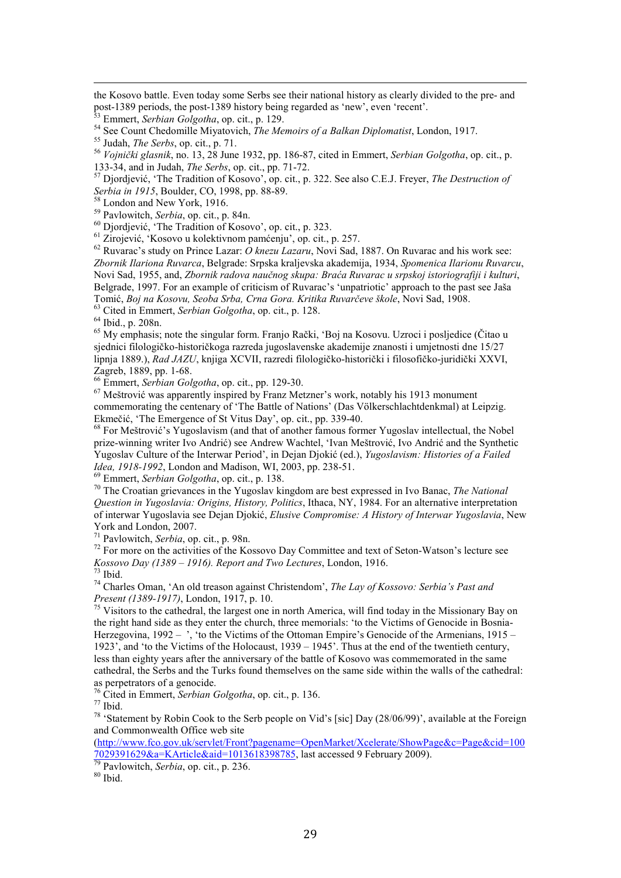the Kosovo battle. Even today some Serbs see their national history as clearly divided to the pre- and post-1389 periods, the post-1389 history being regarded as 'new', even 'recent'.

[53] Emmert, *Serbian Golgotha*, op. cit., p. 129.

[54] See Count Chedomille Miyatovich, *The Memoirs of a Balkan Diplomatist*, London, 1917.

[55] Judah, *The Serbs*, op. cit., p. 71.

[56] *Vojnički glasnik*, no. 13, 28 June 1932, pp. 186-87, cited in Emmert, *Serbian Golgotha*, op. cit., p. 133-34, and in Judah, *The Serbs*, op. cit., pp. 71-72.

[57] Djordjević, 'The Tradition of Kosovo', op. cit., p. 322. See also C.E.J. Freyer, *The Destruction of Serbia in 1915*, Boulder, CO, 1998, pp. 88-89.

[58] London and New York, 1916.

[59] Pavlowitch, *Serbia*, op. cit., p. 84n.

[60] Djordjević, 'The Tradition of Kosovo', op. cit., p. 323.

[61] Zirojević, 'Kosovo u kolektivnom pamćenju', op. cit., p. 257.

[62] Ruvarac's study on Prince Lazar: *O knezu Lazaru*, Novi Sad, 1887. On Ruvarac and his work see: *Zbornik Illariona Ruvarca*, Belgrade: Srpska kraljevska akademija, 1934, *Spomenica Ilarionu Ruvarcu*, Novi Sad, 1955, and, *Zbornik radova naučnog skupa: Braća Ruvarac u srpskoj istoriografiji i kulturi*, Belgrade, 1997. For an example of criticism of Ruvarac's 'unpatriotic' approach to the past see Jaša Tomić, *Boj na Kosovu, Seoba Srba, Crna Gora. Kritika Ruvarčeve škole*, Novi Sad, 1908.

[63] Cited in Emmert, *Serbian Golgotha*, op. cit., p. 128.

[64] Ibid., p. 208n.

[65] My emphasis; note the singular form. Franjo Rački, 'Boj na Kosovu. Uzroci i posljedice (Čitao u sjednici filologičko-historičkoga razreda jugoslavenske akademije znanosti i umjetnosti dne 15/27 lipnja 1889.), *Rad JAZU*, knjiga XCVII, razredi filologičko-historički i filosofičko-juridički XXVI, Zagreb, 1889, pp. 1-68.

[66] Emmert, *Serbian Golgotha*, op. cit., pp. 129-30.

[67] Meštrović was apparently inspired by Franz Metzner's work, notably his 1913 monument commemorating the centenary of 'The Battle of Nations' (Das Völkerschlachtdenkmal) at Leipzig. Ekmečić, 'The Emergence of St Vitus Day', op. cit., pp. 339-40.

[68] For Meštrović's Yugoslavism (and that of another famous former Yugoslav intellectual, the Nobel prize-winning writer Ivo Andrić) see Andrew Wachtel, 'Ivan Meštrović, Ivo Andrić and the Synthetic Yugoslav Culture of the Interwar Period', in Dejan Djokić (ed.), *Yugoslavism: Histories of a Failed Idea, 1918-1992*, London and Madison, WI, 2003, pp. 238-51.

[69] Emmert, *Serbian Golgotha*, op. cit., p. 138.

[70] The Croatian grievances in the Yugoslav kingdom are best expressed in Ivo Banac, *The National Question in Yugoslavia: Origins, History, Politics*, Ithaca, NY, 1984. For an alternative interpretation of interwar Yugoslavia see Dejan Djokić, *Elusive Compromise: A History of Interwar Yugoslavia*, New York and London, 2007.

[71] Pavlowitch, *Serbia*, op. cit., p. 98n.

[72] For more on the activities of the Kossovo Day Committee and text of Seton-Watson's lecture see *Kossovo Day (1389 – 1916). Report and Two Lectures*, London, 1916.

[73] Ibid.

[74] Charles Oman, 'An old treason against Christendom', *The Lay of Kossovo: Serbia's Past and Present (1389-1917)*, London, 1917, p. 10.

[75] Visitors to the cathedral, the largest one in north America, will find today in the Missionary Bay on the right hand side as they enter the church, three memorials: 'to the Victims of Genocide in Bosnia-Herzegovina, 1992 – ', 'to the Victims of the Ottoman Empire's Genocide of the Armenians, 1915 – 1923', and 'to the Victims of the Holocaust, 1939 – 1945'. Thus at the end of the twentieth century, less than eighty years after the anniversary of the battle of Kosovo was commemorated in the same cathedral, the Serbs and the Turks found themselves on the same side within the walls of the cathedral: as perpetrators of a genocide.

[76] Cited in Emmert, *Serbian Golgotha*, op. cit., p. 136.

[77] Ibid.

[78] 'Statement by Robin Cook to the Serb people on Vid's [sic] Day (28/06/99)', available at the Foreign and Commonwealth Office web site (http://www.fco.gov.uk/servlet/Front?pagename=OpenMarket/Xcelerate/ShowPage&c=Page&cid=1007029391629&a=KArticle&aid=1013618398785, last accessed 9 February 2009).

[79] Pavlowitch, *Serbia*, op. cit., p. 236.

[80] Ibid.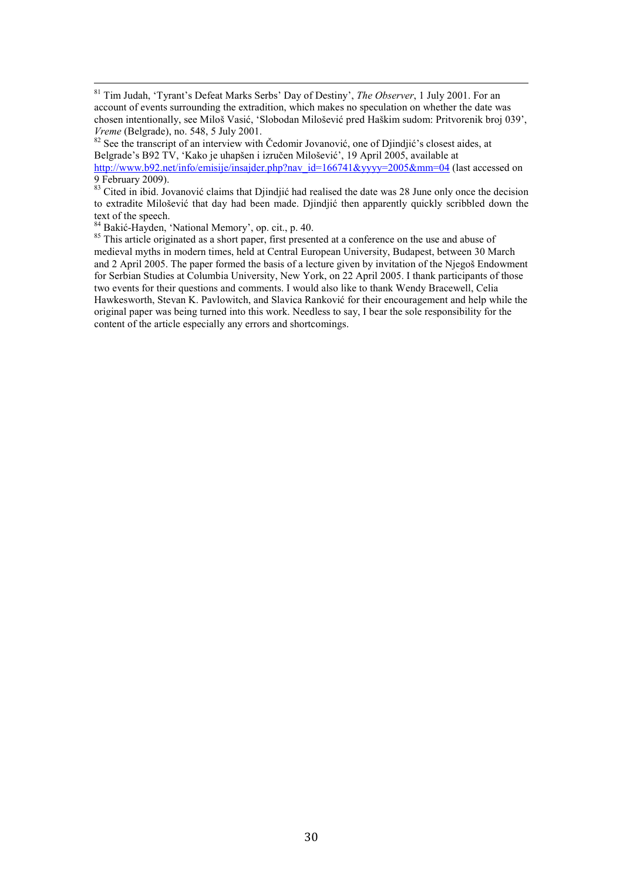[81] Tim Judah, 'Tyrant's Defeat Marks Serbs' Day of Destiny', *The Observer*, 1 July 2001. For an account of events surrounding the extradition, which makes no speculation on whether the date was chosen intentionally, see Miloš Vasić, 'Slobodan Milošević pred Haškim sudom: Pritvorenik broj 039', *Vreme* (Belgrade), no. 548, 5 July 2001.

[82] See the transcript of an interview with Čedomir Jovanović, one of Djindjić's closest aides, at Belgrade's B92 TV, 'Kako je uhapšen i izručen Milošević', 19 April 2005, available at http://www.b92.net/info/emisije/insajder.php?nav_id=166741&yyyy=2005&mm=04 (last accessed on 9 February 2009).

[83] Cited in ibid. Jovanović claims that Djindjić had realised the date was 28 June only once the decision to extradite Milošević that day had been made. Djindjić then apparently quickly scribbled down the text of the speech.

[84] Bakić-Hayden, 'National Memory', op. cit., p. 40.

[85] This article originated as a short paper, first presented at a conference on the use and abuse of medieval myths in modern times, held at Central European University, Budapest, between 30 March and 2 April 2005. The paper formed the basis of a lecture given by invitation of the Njegoš Endowment for Serbian Studies at Columbia University, New York, on 22 April 2005. I thank participants of those two events for their questions and comments. I would also like to thank Wendy Bracewell, Celia Hawkesworth, Stevan K. Pavlowitch, and Slavica Ranković for their encouragement and help while the original paper was being turned into this work. Needless to say, I bear the sole responsibility for the content of the article especially any errors and shortcomings.